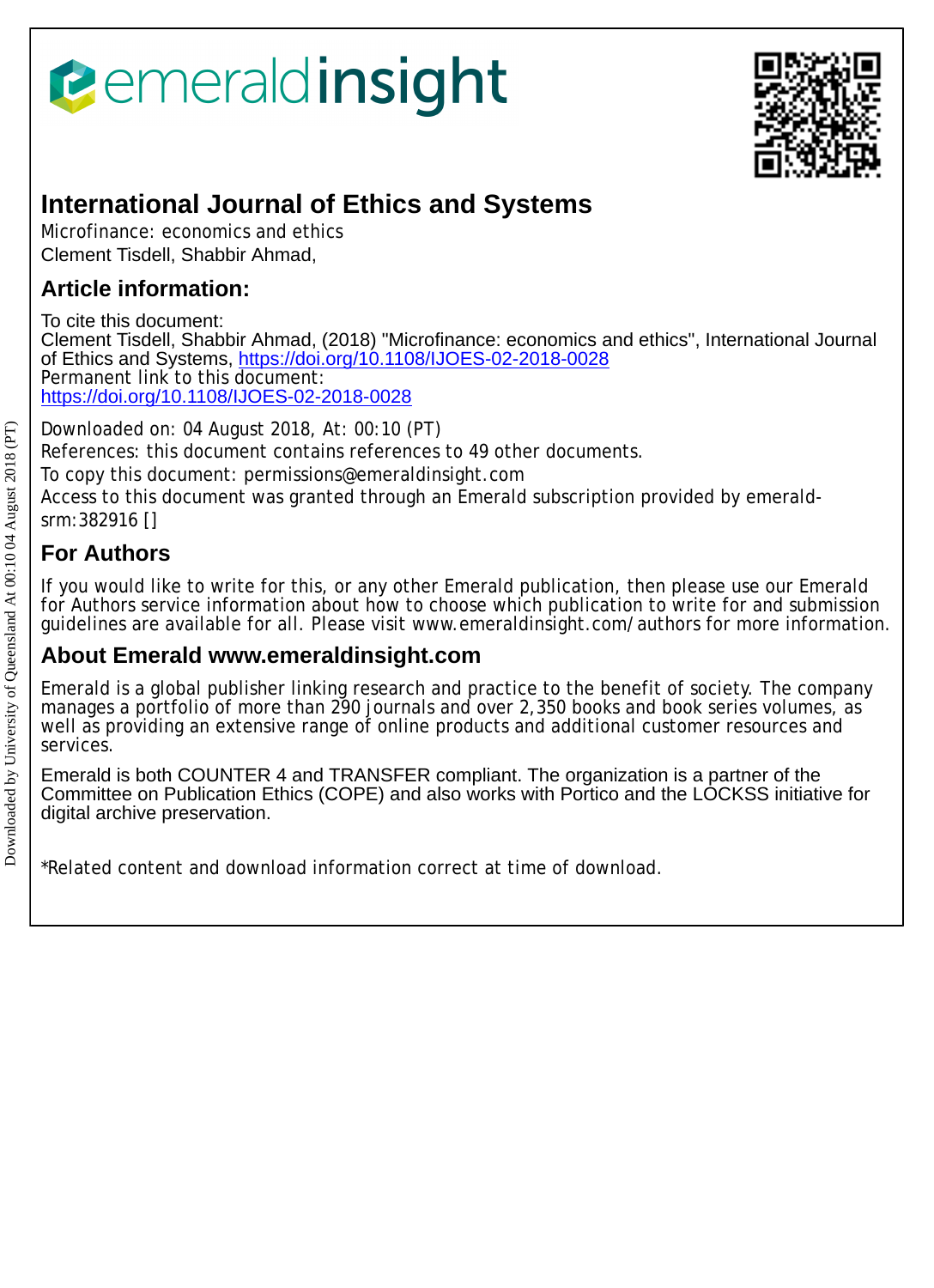emeraldinsight

# International Journal of Ethics and Systems

Microfinance: economics and ethics

Clement Tisdell, Shabbir Ahmad,

## Article information:

To cite this document:
Clement Tisdell, Shabbir Ahmad, (2018) "Microfinance: economics and ethics", International Journal of Ethics and Systems, https://doi.org/10.1108/IJOES-02-2018-0028
Permanent link to this document:
https://doi.org/10.1108/IJOES-02-2018-0028

Downloaded on: 04 August 2018, At: 00:10 (PT)
References: this document contains references to 49 other documents.
To copy this document: permissions@emeraldinsight.com
Access to this document was granted through an Emerald subscription provided by emerald-srm:382916 []

## For Authors

If you would like to write for this, or any other Emerald publication, then please use our Emerald for Authors service information about how to choose which publication to write for and submission guidelines are available for all. Please visit www.emeraldinsight.com/authors for more information.

## About Emerald www.emeraldinsight.com

Emerald is a global publisher linking research and practice to the benefit of society. The company manages a portfolio of more than 290 journals and over 2,350 books and book series volumes, as well as providing an extensive range of online products and additional customer resources and services.

Emerald is both COUNTER 4 and TRANSFER compliant. The organization is a partner of the Committee on Publication Ethics (COPE) and also works with Portico and the LOCKSS initiative for digital archive preservation.

*Related content and download information correct at time of download.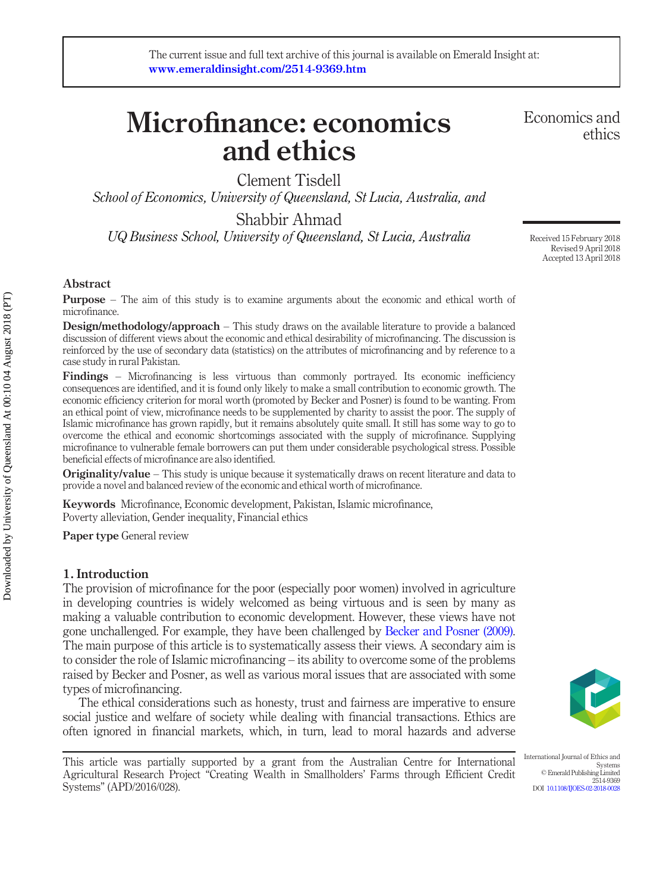# Microfinance: economics and ethics

Clement Tisdell

*School of Economics, University of Queensland, St Lucia, Australia, and*

Shabbir Ahmad

*UQ Business School, University of Queensland, St Lucia, Australia*

Received 15 February 2018
Revised 9 April 2018
Accepted 13 April 2018

## Abstract

**Purpose** – The aim of this study is to examine arguments about the economic and ethical worth of microfinance.

**Design/methodology/approach** – This study draws on the available literature to provide a balanced discussion of different views about the economic and ethical desirability of microfinancing. The discussion is reinforced by the use of secondary data (statistics) on the attributes of microfinancing and by reference to a case study in rural Pakistan.

**Findings** – Microfinancing is less virtuous than commonly portrayed. Its economic inefficiency consequences are identified, and it is found only likely to make a small contribution to economic growth. The economic efficiency criterion for moral worth (promoted by Becker and Posner) is found to be wanting. From an ethical point of view, microfinance needs to be supplemented by charity to assist the poor. The supply of Islamic microfinance has grown rapidly, but it remains absolutely quite small. It still has some way to go to overcome the ethical and economic shortcomings associated with the supply of microfinance. Supplying microfinance to vulnerable female borrowers can put them under considerable psychological stress. Possible beneficial effects of microfinance are also identified.

**Originality/value** – This study is unique because it systematically draws on recent literature and data to provide a novel and balanced review of the economic and ethical worth of microfinance.

**Keywords** Microfinance, Economic development, Pakistan, Islamic microfinance, Poverty alleviation, Gender inequality, Financial ethics

**Paper type** General review

## 1. Introduction

The provision of microfinance for the poor (especially poor women) involved in agriculture in developing countries is widely welcomed as being virtuous and is seen by many as making a valuable contribution to economic development. However, these views have not gone unchallenged. For example, they have been challenged by Becker and Posner (2009). The main purpose of this article is to systematically assess their views. A secondary aim is to consider the role of Islamic microfinancing – its ability to overcome some of the problems raised by Becker and Posner, as well as various moral issues that are associated with some types of microfinancing.

The ethical considerations such as honesty, trust and fairness are imperative to ensure social justice and welfare of society while dealing with financial transactions. Ethics are often ignored in financial markets, which, in turn, lead to moral hazards and adverse

This article was partially supported by a grant from the Australian Centre for International Agricultural Research Project "Creating Wealth in Smallholders' Farms through Efficient Credit Systems" (APD/2016/028).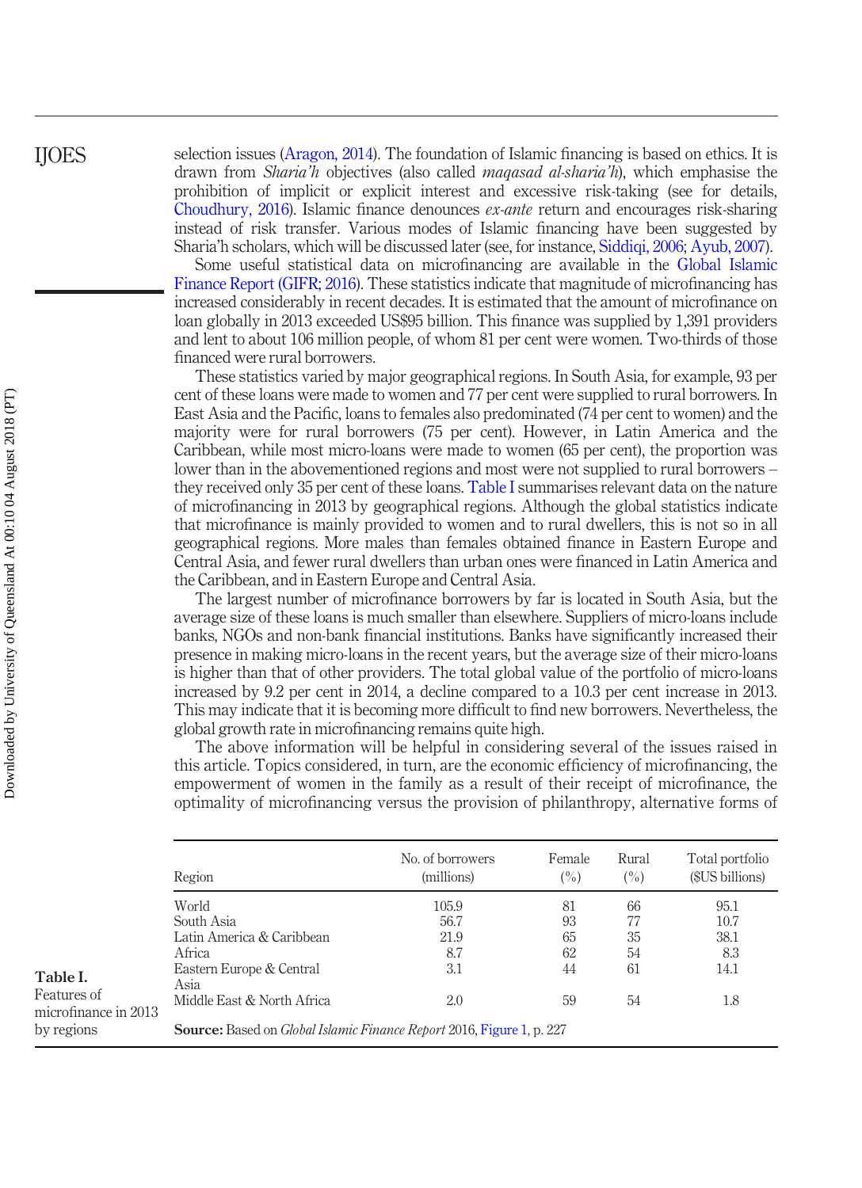selection issues (Aragon, 2014). The foundation of Islamic financing is based on ethics. It is drawn from *Sharia'h* objectives (also called *maqasad al-sharia'h*), which emphasise the prohibition of implicit or explicit interest and excessive risk-taking (see for details, Choudhury, 2016). Islamic finance denounces *ex-ante* return and encourages risk-sharing instead of risk transfer. Various modes of Islamic financing have been suggested by Sharia'h scholars, which will be discussed later (see, for instance, Siddiqi, 2006; Ayub, 2007).

Some useful statistical data on microfinancing are available in the Global Islamic Finance Report (GIFR; 2016). These statistics indicate that magnitude of microfinancing has increased considerably in recent decades. It is estimated that the amount of microfinance on loan globally in 2013 exceeded US$95 billion. This finance was supplied by 1,391 providers and lent to about 106 million people, of whom 81 per cent were women. Two-thirds of those financed were rural borrowers.

These statistics varied by major geographical regions. In South Asia, for example, 93 per cent of these loans were made to women and 77 per cent were supplied to rural borrowers. In East Asia and the Pacific, loans to females also predominated (74 per cent to women) and the majority were for rural borrowers (75 per cent). However, in Latin America and the Caribbean, while most micro-loans were made to women (65 per cent), the proportion was lower than in the abovementioned regions and most were not supplied to rural borrowers – they received only 35 per cent of these loans. Table I summarises relevant data on the nature of microfinancing in 2013 by geographical regions. Although the global statistics indicate that microfinance is mainly provided to women and to rural dwellers, this is not so in all geographical regions. More males than females obtained finance in Eastern Europe and Central Asia, and fewer rural dwellers than urban ones were financed in Latin America and the Caribbean, and in Eastern Europe and Central Asia.

The largest number of microfinance borrowers by far is located in South Asia, but the average size of these loans is much smaller than elsewhere. Suppliers of micro-loans include banks, NGOs and non-bank financial institutions. Banks have significantly increased their presence in making micro-loans in the recent years, but the average size of their micro-loans is higher than that of other providers. The total global value of the portfolio of micro-loans increased by 9.2 per cent in 2014, a decline compared to a 10.3 per cent increase in 2013. This may indicate that it is becoming more difficult to find new borrowers. Nevertheless, the global growth rate in microfinancing remains quite high.

The above information will be helpful in considering several of the issues raised in this article. Topics considered, in turn, are the economic efficiency of microfinancing, the empowerment of women in the family as a result of their receipt of microfinance, the optimality of microfinancing versus the provision of philanthropy, alternative forms of

**Table I.** Features of microfinance in 2013 by regions

| Region | No. of borrowers (millions) | Female (%) | Rural (%) | Total portfolio ($US billions) |
|---|---|---|---|---|
| World | 105.9 | 81 | 66 | 95.1 |
| South Asia | 56.7 | 93 | 77 | 10.7 |
| Latin America & Caribbean | 21.9 | 65 | 35 | 38.1 |
| Africa | 8.7 | 62 | 54 | 8.3 |
| Eastern Europe & Central Asia | 3.1 | 44 | 61 | 14.1 |
| Middle East & North Africa | 2.0 | 59 | 54 | 1.8 |

**Source:** Based on *Global Islamic Finance Report* 2016, Figure 1, p. 227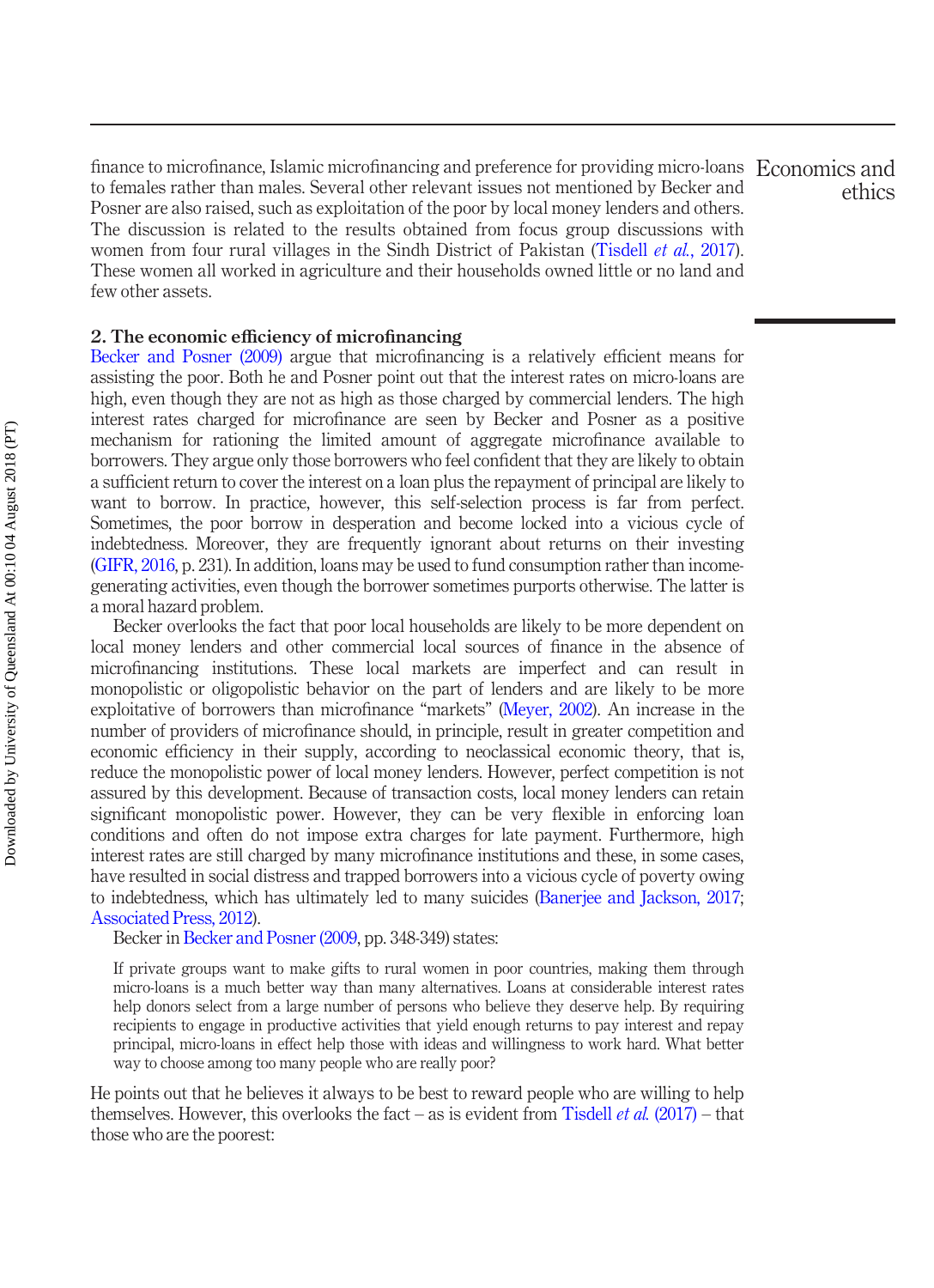finance to microfinance, Islamic microfinancing and preference for providing micro-loans to females rather than males. Several other relevant issues not mentioned by Becker and Posner are also raised, such as exploitation of the poor by local money lenders and others. The discussion is related to the results obtained from focus group discussions with women from four rural villages in the Sindh District of Pakistan (Tisdell *et al.*, 2017). These women all worked in agriculture and their households owned little or no land and few other assets.

## 2. The economic efficiency of microfinancing

Becker and Posner (2009) argue that microfinancing is a relatively efficient means for assisting the poor. Both he and Posner point out that the interest rates on micro-loans are high, even though they are not as high as those charged by commercial lenders. The high interest rates charged for microfinance are seen by Becker and Posner as a positive mechanism for rationing the limited amount of aggregate microfinance available to borrowers. They argue only those borrowers who feel confident that they are likely to obtain a sufficient return to cover the interest on a loan plus the repayment of principal are likely to want to borrow. In practice, however, this self-selection process is far from perfect. Sometimes, the poor borrow in desperation and become locked into a vicious cycle of indebtedness. Moreover, they are frequently ignorant about returns on their investing (GIFR, 2016, p. 231). In addition, loans may be used to fund consumption rather than income-generating activities, even though the borrower sometimes purports otherwise. The latter is a moral hazard problem.

Becker overlooks the fact that poor local households are likely to be more dependent on local money lenders and other commercial local sources of finance in the absence of microfinancing institutions. These local markets are imperfect and can result in monopolistic or oligopolistic behavior on the part of lenders and are likely to be more exploitative of borrowers than microfinance "markets" (Meyer, 2002). An increase in the number of providers of microfinance should, in principle, result in greater competition and economic efficiency in their supply, according to neoclassical economic theory, that is, reduce the monopolistic power of local money lenders. However, perfect competition is not assured by this development. Because of transaction costs, local money lenders can retain significant monopolistic power. However, they can be very flexible in enforcing loan conditions and often do not impose extra charges for late payment. Furthermore, high interest rates are still charged by many microfinance institutions and these, in some cases, have resulted in social distress and trapped borrowers into a vicious cycle of poverty owing to indebtedness, which has ultimately led to many suicides (Banerjee and Jackson, 2017; Associated Press, 2012).

Becker in Becker and Posner (2009, pp. 348-349) states:

> If private groups want to make gifts to rural women in poor countries, making them through micro-loans is a much better way than many alternatives. Loans at considerable interest rates help donors select from a large number of persons who believe they deserve help. By requiring recipients to engage in productive activities that yield enough returns to pay interest and repay principal, micro-loans in effect help those with ideas and willingness to work hard. What better way to choose among too many people who are really poor?

He points out that he believes it always to be best to reward people who are willing to help themselves. However, this overlooks the fact – as is evident from Tisdell *et al.* (2017) – that those who are the poorest: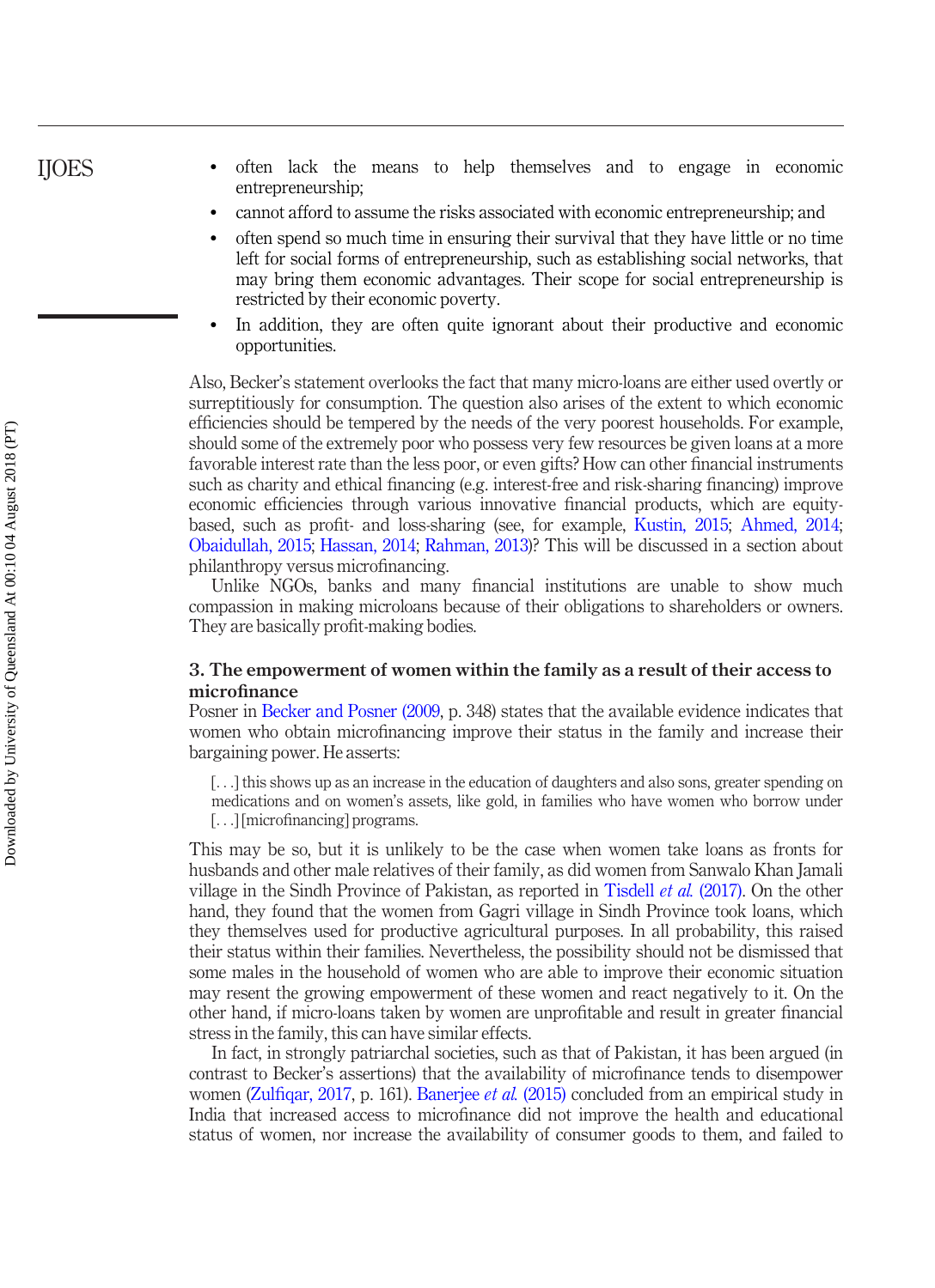- often lack the means to help themselves and to engage in economic entrepreneurship;
- cannot afford to assume the risks associated with economic entrepreneurship; and
- often spend so much time in ensuring their survival that they have little or no time left for social forms of entrepreneurship, such as establishing social networks, that may bring them economic advantages. Their scope for social entrepreneurship is restricted by their economic poverty.
- In addition, they are often quite ignorant about their productive and economic opportunities.

Also, Becker's statement overlooks the fact that many micro-loans are either used overtly or surreptitiously for consumption. The question also arises of the extent to which economic efficiencies should be tempered by the needs of the very poorest households. For example, should some of the extremely poor who possess very few resources be given loans at a more favorable interest rate than the less poor, or even gifts? How can other financial instruments such as charity and ethical financing (e.g. interest-free and risk-sharing financing) improve economic efficiencies through various innovative financial products, which are equity-based, such as profit- and loss-sharing (see, for example, Kustin, 2015; Ahmed, 2014; Obaidullah, 2015; Hassan, 2014; Rahman, 2013)? This will be discussed in a section about philanthropy versus microfinancing.

Unlike NGOs, banks and many financial institutions are unable to show much compassion in making microloans because of their obligations to shareholders or owners. They are basically profit-making bodies.

## 3. The empowerment of women within the family as a result of their access to microfinance

Posner in Becker and Posner (2009, p. 348) states that the available evidence indicates that women who obtain microfinancing improve their status in the family and increase their bargaining power. He asserts:

> [. . .] this shows up as an increase in the education of daughters and also sons, greater spending on medications and on women's assets, like gold, in families who have women who borrow under [. . .] [microfinancing] programs.

This may be so, but it is unlikely to be the case when women take loans as fronts for husbands and other male relatives of their family, as did women from Sanwalo Khan Jamali village in the Sindh Province of Pakistan, as reported in Tisdell *et al.* (2017). On the other hand, they found that the women from Gagri village in Sindh Province took loans, which they themselves used for productive agricultural purposes. In all probability, this raised their status within their families. Nevertheless, the possibility should not be dismissed that some males in the household of women who are able to improve their economic situation may resent the growing empowerment of these women and react negatively to it. On the other hand, if micro-loans taken by women are unprofitable and result in greater financial stress in the family, this can have similar effects.

In fact, in strongly patriarchal societies, such as that of Pakistan, it has been argued (in contrast to Becker's assertions) that the availability of microfinance tends to disempower women (Zulfiqar, 2017, p. 161). Banerjee *et al.* (2015) concluded from an empirical study in India that increased access to microfinance did not improve the health and educational status of women, nor increase the availability of consumer goods to them, and failed to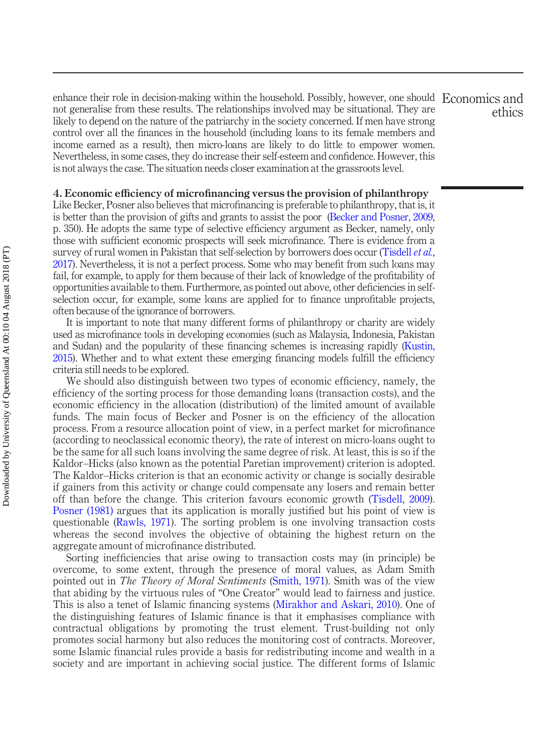enhance their role in decision-making within the household. Possibly, however, one should not generalise from these results. The relationships involved may be situational. They are likely to depend on the nature of the patriarchy in the society concerned. If men have strong control over all the finances in the household (including loans to its female members and income earned as a result), then micro-loans are likely to do little to empower women. Nevertheless, in some cases, they do increase their self-esteem and confidence. However, this is not always the case. The situation needs closer examination at the grassroots level.

## 4. Economic efficiency of microfinancing versus the provision of philanthropy

Like Becker, Posner also believes that microfinancing is preferable to philanthropy, that is, it is better than the provision of gifts and grants to assist the poor (Becker and Posner, 2009, p. 350). He adopts the same type of selective efficiency argument as Becker, namely, only those with sufficient economic prospects will seek microfinance. There is evidence from a survey of rural women in Pakistan that self-selection by borrowers does occur (Tisdell *et al.*, 2017). Nevertheless, it is not a perfect process. Some who may benefit from such loans may fail, for example, to apply for them because of their lack of knowledge of the profitability of opportunities available to them. Furthermore, as pointed out above, other deficiencies in self-selection occur, for example, some loans are applied for to finance unprofitable projects, often because of the ignorance of borrowers.

It is important to note that many different forms of philanthropy or charity are widely used as microfinance tools in developing economies (such as Malaysia, Indonesia, Pakistan and Sudan) and the popularity of these financing schemes is increasing rapidly (Kustin, 2015). Whether and to what extent these emerging financing models fulfill the efficiency criteria still needs to be explored.

We should also distinguish between two types of economic efficiency, namely, the efficiency of the sorting process for those demanding loans (transaction costs), and the economic efficiency in the allocation (distribution) of the limited amount of available funds. The main focus of Becker and Posner is on the efficiency of the allocation process. From a resource allocation point of view, in a perfect market for microfinance (according to neoclassical economic theory), the rate of interest on micro-loans ought to be the same for all such loans involving the same degree of risk. At least, this is so if the Kaldor–Hicks (also known as the potential Paretian improvement) criterion is adopted. The Kaldor–Hicks criterion is that an economic activity or change is socially desirable if gainers from this activity or change could compensate any losers and remain better off than before the change. This criterion favours economic growth (Tisdell, 2009). Posner (1981) argues that its application is morally justified but his point of view is questionable (Rawls, 1971). The sorting problem is one involving transaction costs whereas the second involves the objective of obtaining the highest return on the aggregate amount of microfinance distributed.

Sorting inefficiencies that arise owing to transaction costs may (in principle) be overcome, to some extent, through the presence of moral values, as Adam Smith pointed out in *The Theory of Moral Sentiments* (Smith, 1971). Smith was of the view that abiding by the virtuous rules of "One Creator" would lead to fairness and justice. This is also a tenet of Islamic financing systems (Mirakhor and Askari, 2010). One of the distinguishing features of Islamic finance is that it emphasises compliance with contractual obligations by promoting the trust element. Trust-building not only promotes social harmony but also reduces the monitoring cost of contracts. Moreover, some Islamic financial rules provide a basis for redistributing income and wealth in a society and are important in achieving social justice. The different forms of Islamic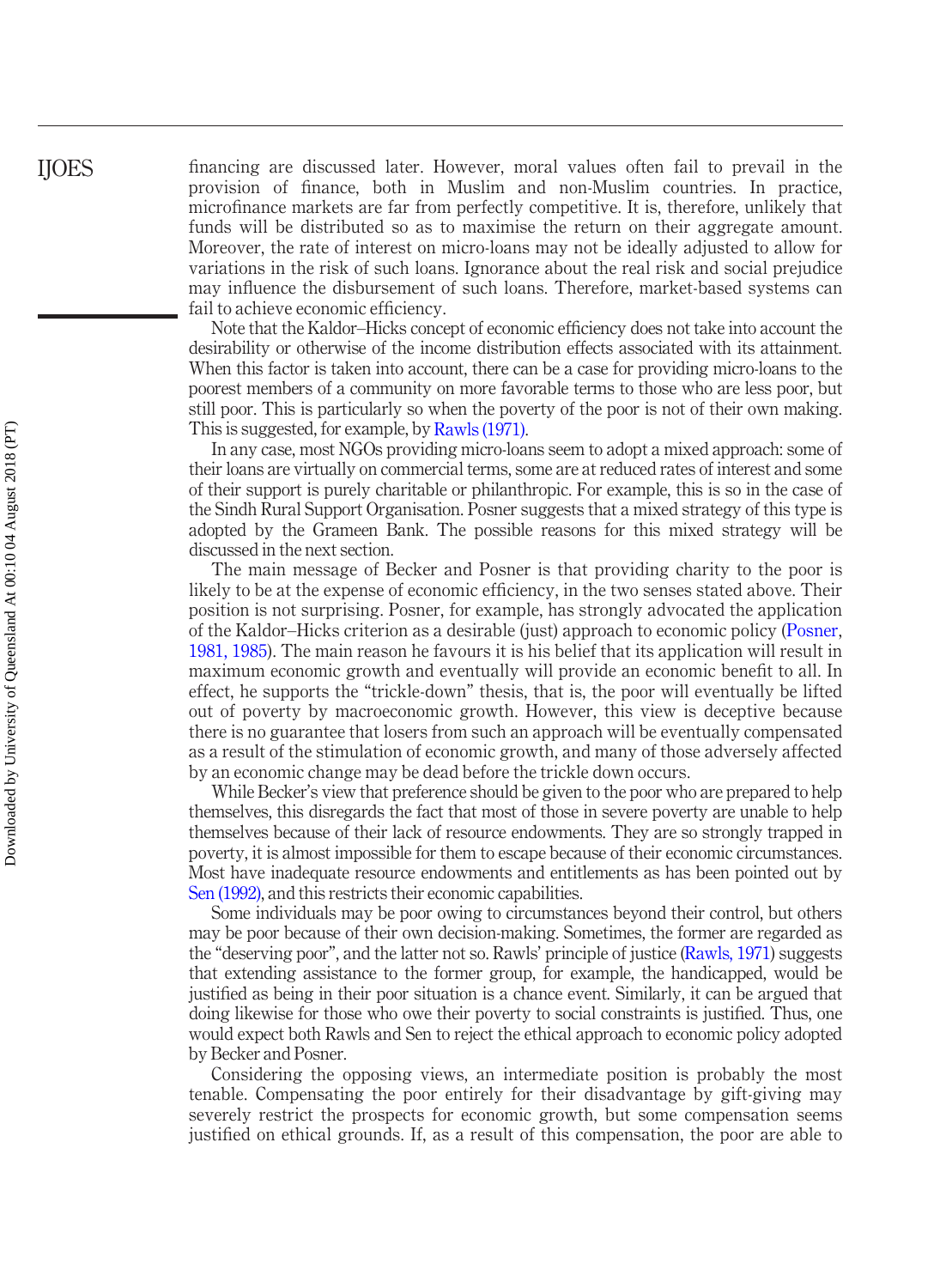financing are discussed later. However, moral values often fail to prevail in the provision of finance, both in Muslim and non-Muslim countries. In practice, microfinance markets are far from perfectly competitive. It is, therefore, unlikely that funds will be distributed so as to maximise the return on their aggregate amount. Moreover, the rate of interest on micro-loans may not be ideally adjusted to allow for variations in the risk of such loans. Ignorance about the real risk and social prejudice may influence the disbursement of such loans. Therefore, market-based systems can fail to achieve economic efficiency.

Note that the Kaldor–Hicks concept of economic efficiency does not take into account the desirability or otherwise of the income distribution effects associated with its attainment. When this factor is taken into account, there can be a case for providing micro-loans to the poorest members of a community on more favorable terms to those who are less poor, but still poor. This is particularly so when the poverty of the poor is not of their own making. This is suggested, for example, by Rawls (1971).

In any case, most NGOs providing micro-loans seem to adopt a mixed approach: some of their loans are virtually on commercial terms, some are at reduced rates of interest and some of their support is purely charitable or philanthropic. For example, this is so in the case of the Sindh Rural Support Organisation. Posner suggests that a mixed strategy of this type is adopted by the Grameen Bank. The possible reasons for this mixed strategy will be discussed in the next section.

The main message of Becker and Posner is that providing charity to the poor is likely to be at the expense of economic efficiency, in the two senses stated above. Their position is not surprising. Posner, for example, has strongly advocated the application of the Kaldor–Hicks criterion as a desirable (just) approach to economic policy (Posner, 1981, 1985). The main reason he favours it is his belief that its application will result in maximum economic growth and eventually will provide an economic benefit to all. In effect, he supports the "trickle-down" thesis, that is, the poor will eventually be lifted out of poverty by macroeconomic growth. However, this view is deceptive because there is no guarantee that losers from such an approach will be eventually compensated as a result of the stimulation of economic growth, and many of those adversely affected by an economic change may be dead before the trickle down occurs.

While Becker's view that preference should be given to the poor who are prepared to help themselves, this disregards the fact that most of those in severe poverty are unable to help themselves because of their lack of resource endowments. They are so strongly trapped in poverty, it is almost impossible for them to escape because of their economic circumstances. Most have inadequate resource endowments and entitlements as has been pointed out by Sen (1992), and this restricts their economic capabilities.

Some individuals may be poor owing to circumstances beyond their control, but others may be poor because of their own decision-making. Sometimes, the former are regarded as the "deserving poor", and the latter not so. Rawls' principle of justice (Rawls, 1971) suggests that extending assistance to the former group, for example, the handicapped, would be justified as being in their poor situation is a chance event. Similarly, it can be argued that doing likewise for those who owe their poverty to social constraints is justified. Thus, one would expect both Rawls and Sen to reject the ethical approach to economic policy adopted by Becker and Posner.

Considering the opposing views, an intermediate position is probably the most tenable. Compensating the poor entirely for their disadvantage by gift-giving may severely restrict the prospects for economic growth, but some compensation seems justified on ethical grounds. If, as a result of this compensation, the poor are able to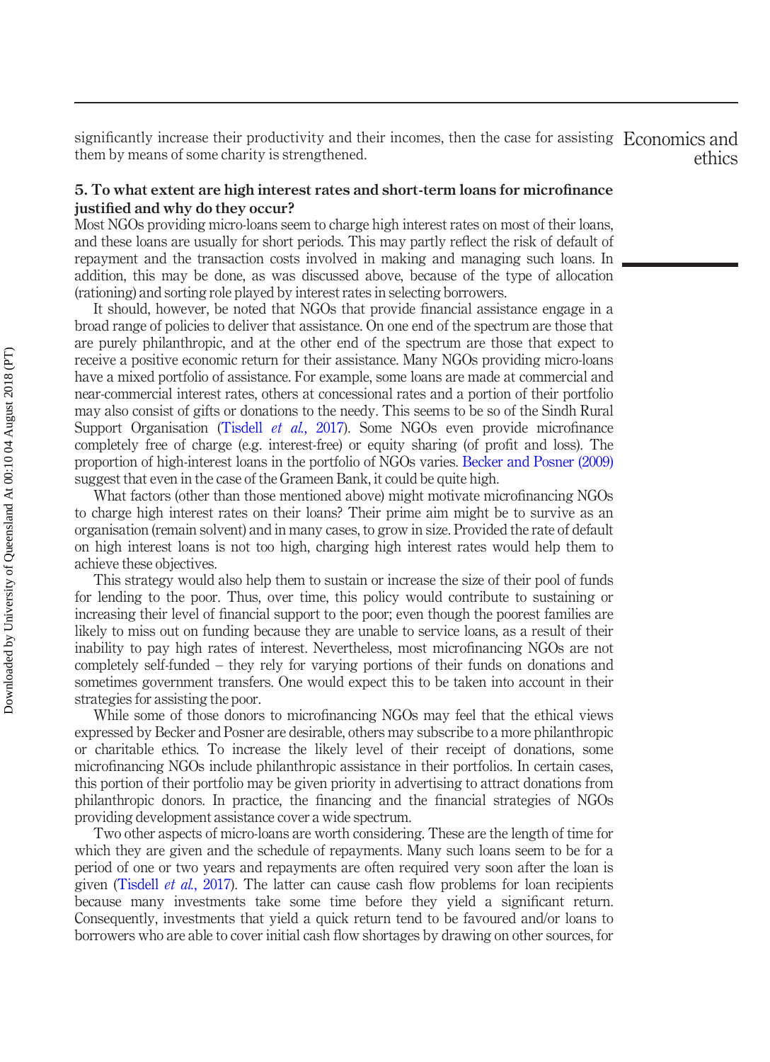significantly increase their productivity and their incomes, then the case for assisting them by means of some charity is strengthened.

### 5. To what extent are high interest rates and short-term loans for microfinance justified and why do they occur?

Most NGOs providing micro-loans seem to charge high interest rates on most of their loans, and these loans are usually for short periods. This may partly reflect the risk of default of repayment and the transaction costs involved in making and managing such loans. In addition, this may be done, as was discussed above, because of the type of allocation (rationing) and sorting role played by interest rates in selecting borrowers.

It should, however, be noted that NGOs that provide financial assistance engage in a broad range of policies to deliver that assistance. On one end of the spectrum are those that are purely philanthropic, and at the other end of the spectrum are those that expect to receive a positive economic return for their assistance. Many NGOs providing micro-loans have a mixed portfolio of assistance. For example, some loans are made at commercial and near-commercial interest rates, others at concessional rates and a portion of their portfolio may also consist of gifts or donations to the needy. This seems to be so of the Sindh Rural Support Organisation (Tisdell *et al.*, 2017). Some NGOs even provide microfinance completely free of charge (e.g. interest-free) or equity sharing (of profit and loss). The proportion of high-interest loans in the portfolio of NGOs varies. Becker and Posner (2009) suggest that even in the case of the Grameen Bank, it could be quite high.

What factors (other than those mentioned above) might motivate microfinancing NGOs to charge high interest rates on their loans? Their prime aim might be to survive as an organisation (remain solvent) and in many cases, to grow in size. Provided the rate of default on high interest loans is not too high, charging high interest rates would help them to achieve these objectives.

This strategy would also help them to sustain or increase the size of their pool of funds for lending to the poor. Thus, over time, this policy would contribute to sustaining or increasing their level of financial support to the poor; even though the poorest families are likely to miss out on funding because they are unable to service loans, as a result of their inability to pay high rates of interest. Nevertheless, most microfinancing NGOs are not completely self-funded – they rely for varying portions of their funds on donations and sometimes government transfers. One would expect this to be taken into account in their strategies for assisting the poor.

While some of those donors to microfinancing NGOs may feel that the ethical views expressed by Becker and Posner are desirable, others may subscribe to a more philanthropic or charitable ethics. To increase the likely level of their receipt of donations, some microfinancing NGOs include philanthropic assistance in their portfolios. In certain cases, this portion of their portfolio may be given priority in advertising to attract donations from philanthropic donors. In practice, the financing and the financial strategies of NGOs providing development assistance cover a wide spectrum.

Two other aspects of micro-loans are worth considering. These are the length of time for which they are given and the schedule of repayments. Many such loans seem to be for a period of one or two years and repayments are often required very soon after the loan is given (Tisdell *et al.*, 2017). The latter can cause cash flow problems for loan recipients because many investments take some time before they yield a significant return. Consequently, investments that yield a quick return tend to be favoured and/or loans to borrowers who are able to cover initial cash flow shortages by drawing on other sources, for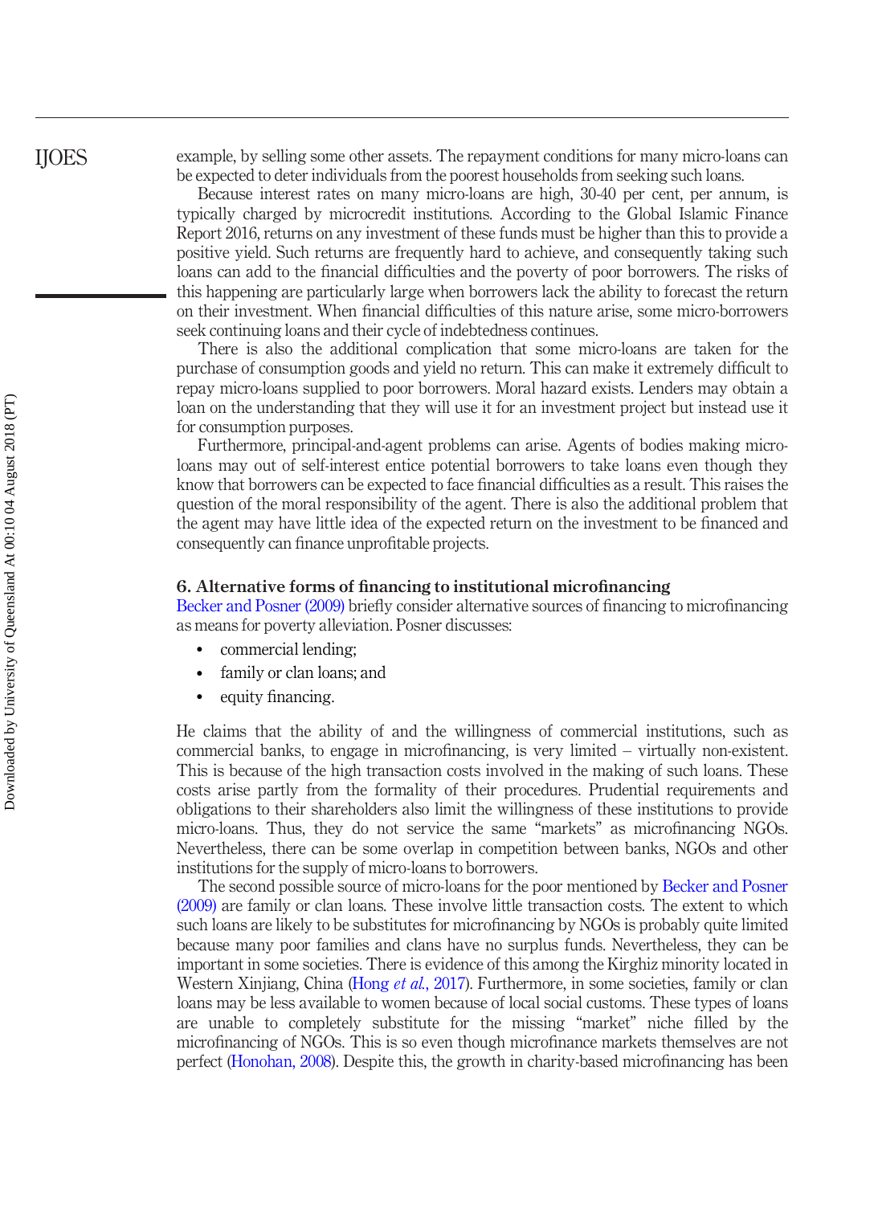example, by selling some other assets. The repayment conditions for many micro-loans can be expected to deter individuals from the poorest households from seeking such loans.

Because interest rates on many micro-loans are high, 30-40 per cent, per annum, is typically charged by microcredit institutions. According to the Global Islamic Finance Report 2016, returns on any investment of these funds must be higher than this to provide a positive yield. Such returns are frequently hard to achieve, and consequently taking such loans can add to the financial difficulties and the poverty of poor borrowers. The risks of this happening are particularly large when borrowers lack the ability to forecast the return on their investment. When financial difficulties of this nature arise, some micro-borrowers seek continuing loans and their cycle of indebtedness continues.

There is also the additional complication that some micro-loans are taken for the purchase of consumption goods and yield no return. This can make it extremely difficult to repay micro-loans supplied to poor borrowers. Moral hazard exists. Lenders may obtain a loan on the understanding that they will use it for an investment project but instead use it for consumption purposes.

Furthermore, principal-and-agent problems can arise. Agents of bodies making micro-loans may out of self-interest entice potential borrowers to take loans even though they know that borrowers can be expected to face financial difficulties as a result. This raises the question of the moral responsibility of the agent. There is also the additional problem that the agent may have little idea of the expected return on the investment to be financed and consequently can finance unprofitable projects.

## 6. Alternative forms of financing to institutional microfinancing

Becker and Posner (2009) briefly consider alternative sources of financing to microfinancing as means for poverty alleviation. Posner discusses:

- commercial lending;
- family or clan loans; and
- equity financing.

He claims that the ability of and the willingness of commercial institutions, such as commercial banks, to engage in microfinancing, is very limited – virtually non-existent. This is because of the high transaction costs involved in the making of such loans. These costs arise partly from the formality of their procedures. Prudential requirements and obligations to their shareholders also limit the willingness of these institutions to provide micro-loans. Thus, they do not service the same "markets" as microfinancing NGOs. Nevertheless, there can be some overlap in competition between banks, NGOs and other institutions for the supply of micro-loans to borrowers.

The second possible source of micro-loans for the poor mentioned by Becker and Posner (2009) are family or clan loans. These involve little transaction costs. The extent to which such loans are likely to be substitutes for microfinancing by NGOs is probably quite limited because many poor families and clans have no surplus funds. Nevertheless, they can be important in some societies. There is evidence of this among the Kirghiz minority located in Western Xinjiang, China (Hong *et al.*, 2017). Furthermore, in some societies, family or clan loans may be less available to women because of local social customs. These types of loans are unable to completely substitute for the missing "market" niche filled by the microfinancing of NGOs. This is so even though microfinance markets themselves are not perfect (Honohan, 2008). Despite this, the growth in charity-based microfinancing has been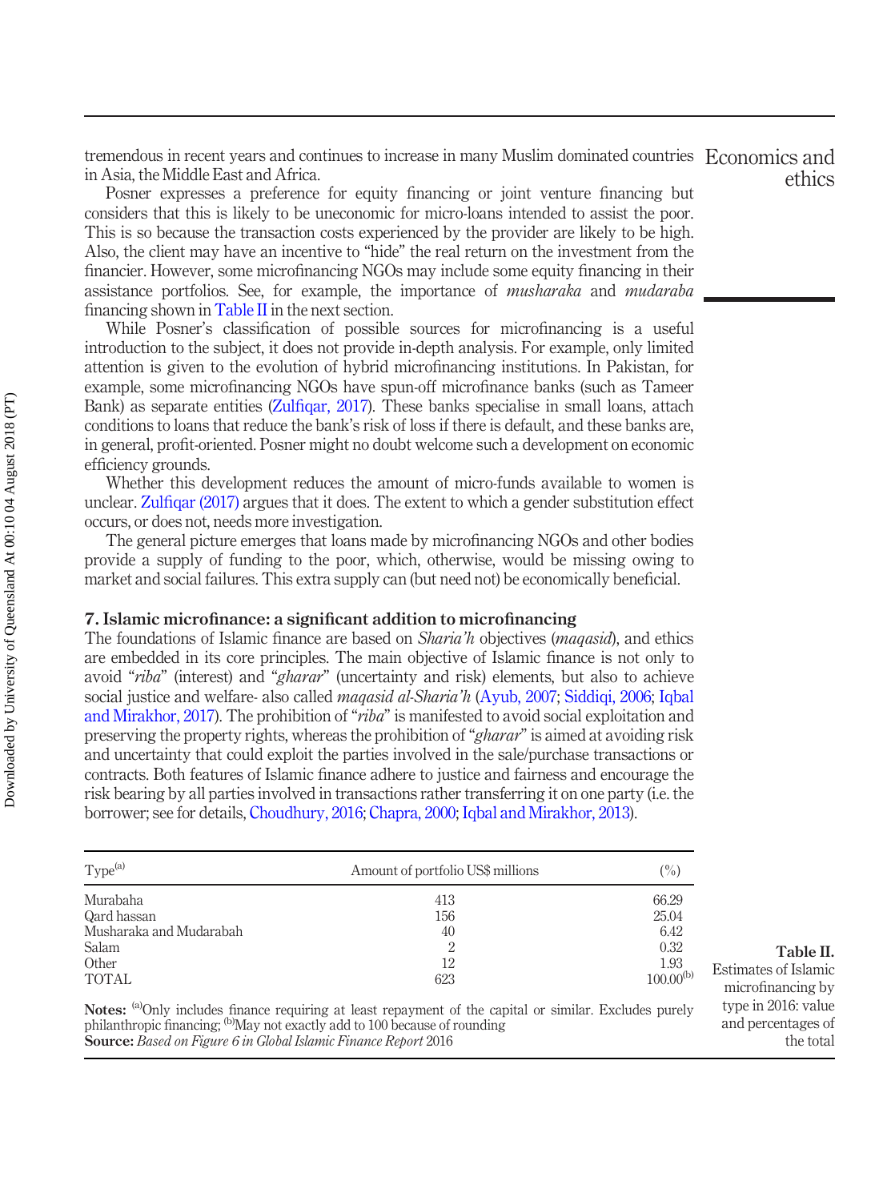tremendous in recent years and continues to increase in many Muslim dominated countries in Asia, the Middle East and Africa.

Posner expresses a preference for equity financing or joint venture financing but considers that this is likely to be uneconomic for micro-loans intended to assist the poor. This is so because the transaction costs experienced by the provider are likely to be high. Also, the client may have an incentive to "hide" the real return on the investment from the financier. However, some microfinancing NGOs may include some equity financing in their assistance portfolios. See, for example, the importance of *musharaka* and *mudaraba* financing shown in Table II in the next section.

While Posner's classification of possible sources for microfinancing is a useful introduction to the subject, it does not provide in-depth analysis. For example, only limited attention is given to the evolution of hybrid microfinancing institutions. In Pakistan, for example, some microfinancing NGOs have spun-off microfinance banks (such as Tameer Bank) as separate entities (Zulfiqar, 2017). These banks specialise in small loans, attach conditions to loans that reduce the bank's risk of loss if there is default, and these banks are, in general, profit-oriented. Posner might no doubt welcome such a development on economic efficiency grounds.

Whether this development reduces the amount of micro-funds available to women is unclear. Zulfiqar (2017) argues that it does. The extent to which a gender substitution effect occurs, or does not, needs more investigation.

The general picture emerges that loans made by microfinancing NGOs and other bodies provide a supply of funding to the poor, which, otherwise, would be missing owing to market and social failures. This extra supply can (but need not) be economically beneficial.

## 7. Islamic microfinance: a significant addition to microfinancing

The foundations of Islamic finance are based on *Sharia'h* objectives (*maqasid*), and ethics are embedded in its core principles. The main objective of Islamic finance is not only to avoid "*riba*" (interest) and "*gharar*" (uncertainty and risk) elements, but also to achieve social justice and welfare- also called *maqasid al-Sharia'h* (Ayub, 2007; Siddiqi, 2006; Iqbal and Mirakhor, 2017). The prohibition of "*riba*" is manifested to avoid social exploitation and preserving the property rights, whereas the prohibition of "*gharar*" is aimed at avoiding risk and uncertainty that could exploit the parties involved in the sale/purchase transactions or contracts. Both features of Islamic finance adhere to justice and fairness and encourage the risk bearing by all parties involved in transactions rather transferring it on one party (i.e. the borrower; see for details, Choudhury, 2016; Chapra, 2000; Iqbal and Mirakhor, 2013).

| Type[a] | Amount of portfolio US$ millions | (%) |
|---|---|---|
| Murabaha | 413 | 66.29 |
| Qard hassan | 156 | 25.04 |
| Musharaka and Mudarabah | 40 | 6.42 |
| Salam | 2 | 0.32 |
| Other | 12 | 1.93 |
| TOTAL | 623 | 100.00[b] |

**Notes:** [a]Only includes finance requiring at least repayment of the capital or similar. Excludes purely philanthropic financing; [b]May not exactly add to 100 because of rounding
**Source:** *Based on Figure 6 in Global Islamic Finance Report* 2016

**Table II.** Estimates of Islamic microfinancing by type in 2016: value and percentages of the total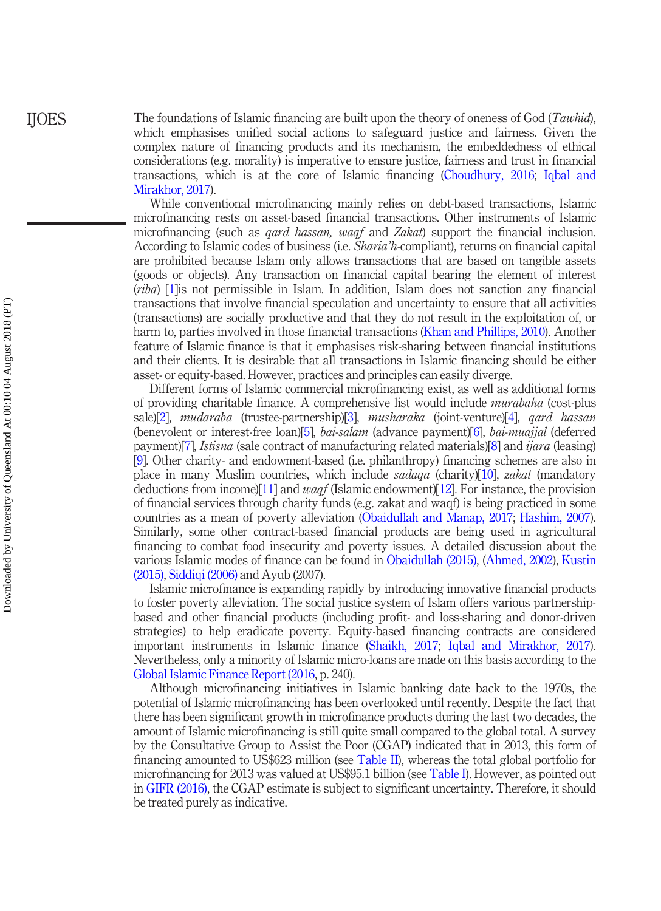The foundations of Islamic financing are built upon the theory of oneness of God (*Tawhid*), which emphasises unified social actions to safeguard justice and fairness. Given the complex nature of financing products and its mechanism, the embeddedness of ethical considerations (e.g. morality) is imperative to ensure justice, fairness and trust in financial transactions, which is at the core of Islamic financing (Choudhury, 2016; Iqbal and Mirakhor, 2017).

While conventional microfinancing mainly relies on debt-based transactions, Islamic microfinancing rests on asset-based financial transactions. Other instruments of Islamic microfinancing (such as *qard hassan, waqf* and *Zakat*) support the financial inclusion. According to Islamic codes of business (i.e. *Sharia'h*-compliant), returns on financial capital are prohibited because Islam only allows transactions that are based on tangible assets (goods or objects). Any transaction on financial capital bearing the element of interest (*riba*) [1]is not permissible in Islam. In addition, Islam does not sanction any financial transactions that involve financial speculation and uncertainty to ensure that all activities (transactions) are socially productive and that they do not result in the exploitation of, or harm to, parties involved in those financial transactions (Khan and Phillips, 2010). Another feature of Islamic finance is that it emphasises risk-sharing between financial institutions and their clients. It is desirable that all transactions in Islamic financing should be either asset- or equity-based. However, practices and principles can easily diverge.

Different forms of Islamic commercial microfinancing exist, as well as additional forms of providing charitable finance. A comprehensive list would include *murabaha* (cost-plus sale)[2], *mudaraba* (trustee-partnership)[3], *musharaka* (joint-venture)[4], *qard hassan* (benevolent or interest-free loan)[5], *bai-salam* (advance payment)[6], *bai-muajjal* (deferred payment)[7], *Istisna* (sale contract of manufacturing related materials)[8] and *ijara* (leasing)[9]. Other charity- and endowment-based (i.e. philanthropy) financing schemes are also in place in many Muslim countries, which include *sadaqa* (charity)[10], *zakat* (mandatory deductions from income)[11] and *waqf* (Islamic endowment)[12]. For instance, the provision of financial services through charity funds (e.g. zakat and waqf) is being practiced in some countries as a mean of poverty alleviation (Obaidullah and Manap, 2017; Hashim, 2007). Similarly, some other contract-based financial products are being used in agricultural financing to combat food insecurity and poverty issues. A detailed discussion about the various Islamic modes of finance can be found in Obaidullah (2015), (Ahmed, 2002), Kustin (2015), Siddiqi (2006) and Ayub (2007).

Islamic microfinance is expanding rapidly by introducing innovative financial products to foster poverty alleviation. The social justice system of Islam offers various partnership-based and other financial products (including profit- and loss-sharing and donor-driven strategies) to help eradicate poverty. Equity-based financing contracts are considered important instruments in Islamic finance (Shaikh, 2017; Iqbal and Mirakhor, 2017). Nevertheless, only a minority of Islamic micro-loans are made on this basis according to the Global Islamic Finance Report (2016, p. 240).

Although microfinancing initiatives in Islamic banking date back to the 1970s, the potential of Islamic microfinancing has been overlooked until recently. Despite the fact that there has been significant growth in microfinance products during the last two decades, the amount of Islamic microfinancing is still quite small compared to the global total. A survey by the Consultative Group to Assist the Poor (CGAP) indicated that in 2013, this form of financing amounted to US$623 million (see Table II), whereas the total global portfolio for microfinancing for 2013 was valued at US$95.1 billion (see Table I). However, as pointed out in GIFR (2016), the CGAP estimate is subject to significant uncertainty. Therefore, it should be treated purely as indicative.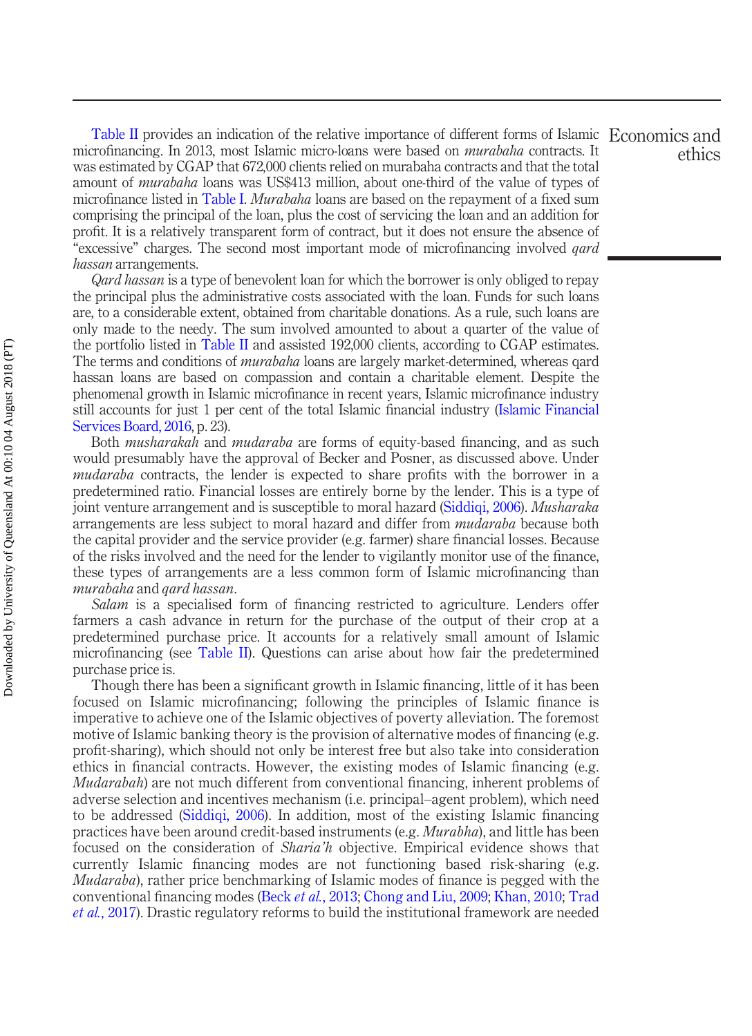Table II provides an indication of the relative importance of different forms of Islamic microfinancing. In 2013, most Islamic micro-loans were based on *murabaha* contracts. It was estimated by CGAP that 672,000 clients relied on murabaha contracts and that the total amount of *murabaha* loans was US$413 million, about one-third of the value of types of microfinance listed in Table I. *Murabaha* loans are based on the repayment of a fixed sum comprising the principal of the loan, plus the cost of servicing the loan and an addition for profit. It is a relatively transparent form of contract, but it does not ensure the absence of "excessive" charges. The second most important mode of microfinancing involved *qard hassan* arrangements.

*Qard hassan* is a type of benevolent loan for which the borrower is only obliged to repay the principal plus the administrative costs associated with the loan. Funds for such loans are, to a considerable extent, obtained from charitable donations. As a rule, such loans are only made to the needy. The sum involved amounted to about a quarter of the value of the portfolio listed in Table II and assisted 192,000 clients, according to CGAP estimates. The terms and conditions of *murabaha* loans are largely market-determined, whereas qard hassan loans are based on compassion and contain a charitable element. Despite the phenomenal growth in Islamic microfinance in recent years, Islamic microfinance industry still accounts for just 1 per cent of the total Islamic financial industry (Islamic Financial Services Board, 2016, p. 23).

Both *musharakah* and *mudaraba* are forms of equity-based financing, and as such would presumably have the approval of Becker and Posner, as discussed above. Under *mudaraba* contracts, the lender is expected to share profits with the borrower in a predetermined ratio. Financial losses are entirely borne by the lender. This is a type of joint venture arrangement and is susceptible to moral hazard (Siddiqi, 2006). *Musharaka* arrangements are less subject to moral hazard and differ from *mudaraba* because both the capital provider and the service provider (e.g. farmer) share financial losses. Because of the risks involved and the need for the lender to vigilantly monitor use of the finance, these types of arrangements are a less common form of Islamic microfinancing than *murabaha* and *qard hassan*.

*Salam* is a specialised form of financing restricted to agriculture. Lenders offer farmers a cash advance in return for the purchase of the output of their crop at a predetermined purchase price. It accounts for a relatively small amount of Islamic microfinancing (see Table II). Questions can arise about how fair the predetermined purchase price is.

Though there has been a significant growth in Islamic financing, little of it has been focused on Islamic microfinancing; following the principles of Islamic finance is imperative to achieve one of the Islamic objectives of poverty alleviation. The foremost motive of Islamic banking theory is the provision of alternative modes of financing (e.g. profit-sharing), which should not only be interest free but also take into consideration ethics in financial contracts. However, the existing modes of Islamic financing (e.g. *Mudarabah*) are not much different from conventional financing, inherent problems of adverse selection and incentives mechanism (i.e. principal–agent problem), which need to be addressed (Siddiqi, 2006). In addition, most of the existing Islamic financing practices have been around credit-based instruments (e.g. *Murabha*), and little has been focused on the consideration of *Sharia'h* objective. Empirical evidence shows that currently Islamic financing modes are not functioning based risk-sharing (e.g. *Mudaraba*), rather price benchmarking of Islamic modes of finance is pegged with the conventional financing modes (Beck *et al.*, 2013; Chong and Liu, 2009; Khan, 2010; Trad *et al.*, 2017). Drastic regulatory reforms to build the institutional framework are needed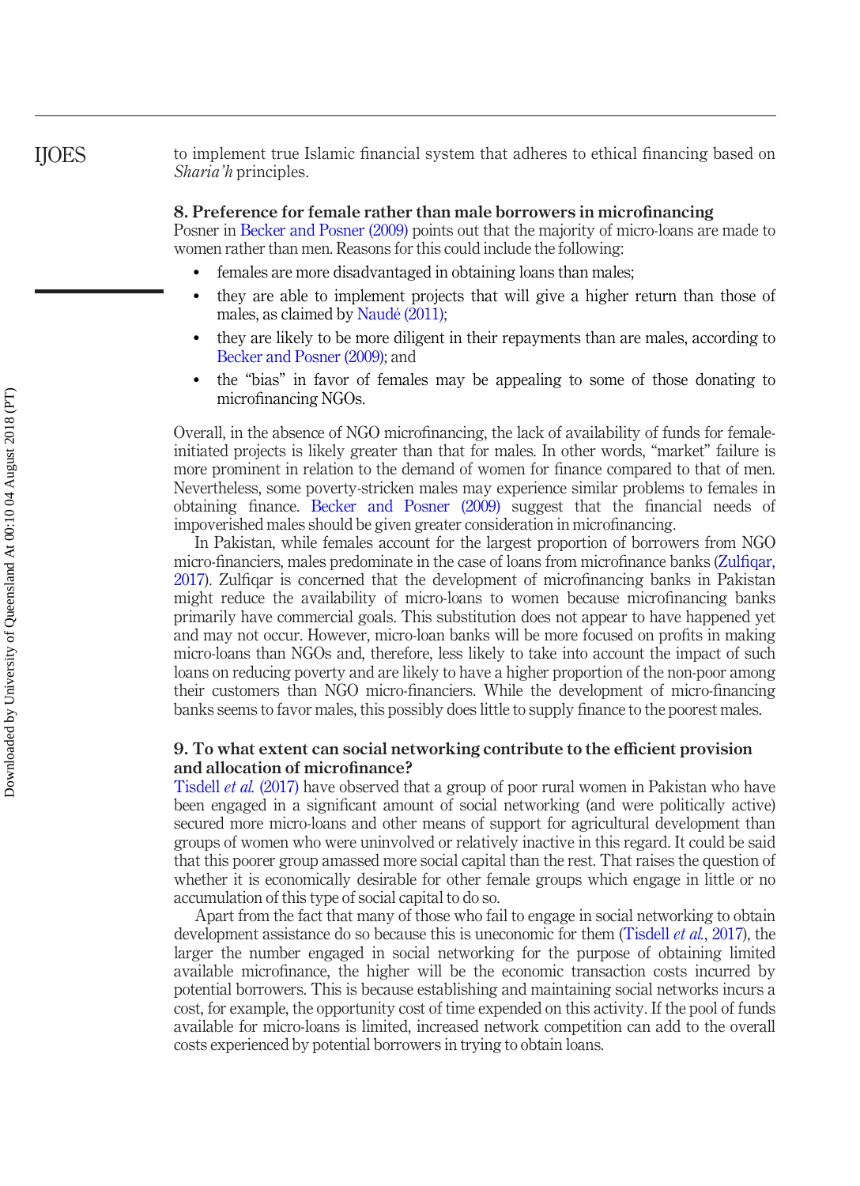to implement true Islamic financial system that adheres to ethical financing based on *Sharia'h* principles.

## 8. Preference for female rather than male borrowers in microfinancing

Posner in Becker and Posner (2009) points out that the majority of micro-loans are made to women rather than men. Reasons for this could include the following:

- females are more disadvantaged in obtaining loans than males;
- they are able to implement projects that will give a higher return than those of males, as claimed by Naudé (2011);
- they are likely to be more diligent in their repayments than are males, according to Becker and Posner (2009); and
- the "bias" in favor of females may be appealing to some of those donating to microfinancing NGOs.

Overall, in the absence of NGO microfinancing, the lack of availability of funds for female-initiated projects is likely greater than that for males. In other words, "market" failure is more prominent in relation to the demand of women for finance compared to that of men. Nevertheless, some poverty-stricken males may experience similar problems to females in obtaining finance. Becker and Posner (2009) suggest that the financial needs of impoverished males should be given greater consideration in microfinancing.

In Pakistan, while females account for the largest proportion of borrowers from NGO micro-financiers, males predominate in the case of loans from microfinance banks (Zulfiqar, 2017). Zulfiqar is concerned that the development of microfinancing banks in Pakistan might reduce the availability of micro-loans to women because microfinancing banks primarily have commercial goals. This substitution does not appear to have happened yet and may not occur. However, micro-loan banks will be more focused on profits in making micro-loans than NGOs and, therefore, less likely to take into account the impact of such loans on reducing poverty and are likely to have a higher proportion of the non-poor among their customers than NGO micro-financiers. While the development of micro-financing banks seems to favor males, this possibly does little to supply finance to the poorest males.

## 9. To what extent can social networking contribute to the efficient provision and allocation of microfinance?

Tisdell *et al.* (2017) have observed that a group of poor rural women in Pakistan who have been engaged in a significant amount of social networking (and were politically active) secured more micro-loans and other means of support for agricultural development than groups of women who were uninvolved or relatively inactive in this regard. It could be said that this poorer group amassed more social capital than the rest. That raises the question of whether it is economically desirable for other female groups which engage in little or no accumulation of this type of social capital to do so.

Apart from the fact that many of those who fail to engage in social networking to obtain development assistance do so because this is uneconomic for them (Tisdell *et al.*, 2017), the larger the number engaged in social networking for the purpose of obtaining limited available microfinance, the higher will be the economic transaction costs incurred by potential borrowers. This is because establishing and maintaining social networks incurs a cost, for example, the opportunity cost of time expended on this activity. If the pool of funds available for micro-loans is limited, increased network competition can add to the overall costs experienced by potential borrowers in trying to obtain loans.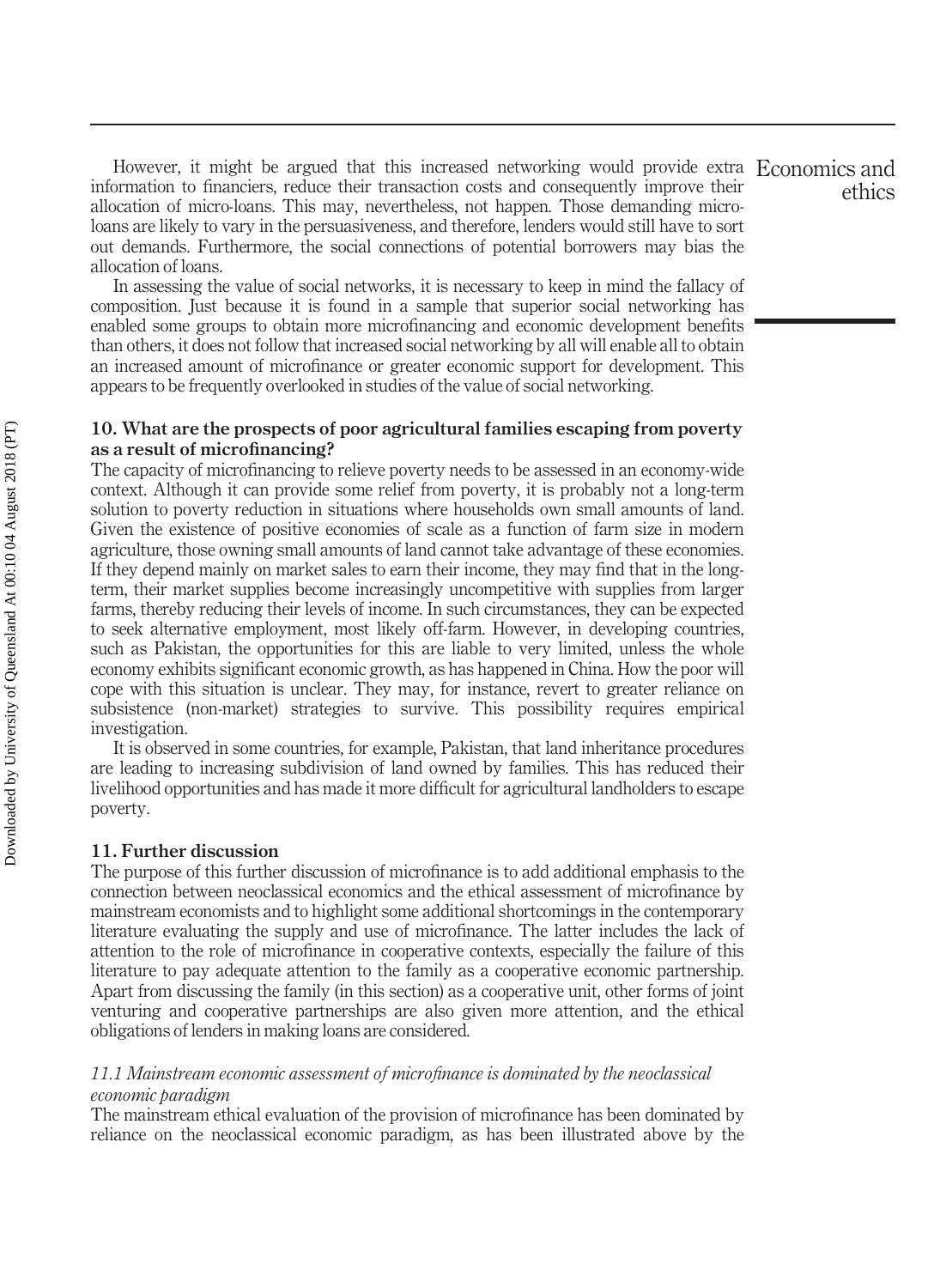However, it might be argued that this increased networking would provide extra information to financiers, reduce their transaction costs and consequently improve their allocation of micro-loans. This may, nevertheless, not happen. Those demanding micro-loans are likely to vary in the persuasiveness, and therefore, lenders would still have to sort out demands. Furthermore, the social connections of potential borrowers may bias the allocation of loans.

In assessing the value of social networks, it is necessary to keep in mind the fallacy of composition. Just because it is found in a sample that superior social networking has enabled some groups to obtain more microfinancing and economic development benefits than others, it does not follow that increased social networking by all will enable all to obtain an increased amount of microfinance or greater economic support for development. This appears to be frequently overlooked in studies of the value of social networking.

## 10. What are the prospects of poor agricultural families escaping from poverty as a result of microfinancing?

The capacity of microfinancing to relieve poverty needs to be assessed in an economy-wide context. Although it can provide some relief from poverty, it is probably not a long-term solution to poverty reduction in situations where households own small amounts of land. Given the existence of positive economies of scale as a function of farm size in modern agriculture, those owning small amounts of land cannot take advantage of these economies. If they depend mainly on market sales to earn their income, they may find that in the long-term, their market supplies become increasingly uncompetitive with supplies from larger farms, thereby reducing their levels of income. In such circumstances, they can be expected to seek alternative employment, most likely off-farm. However, in developing countries, such as Pakistan, the opportunities for this are liable to very limited, unless the whole economy exhibits significant economic growth, as has happened in China. How the poor will cope with this situation is unclear. They may, for instance, revert to greater reliance on subsistence (non-market) strategies to survive. This possibility requires empirical investigation.

It is observed in some countries, for example, Pakistan, that land inheritance procedures are leading to increasing subdivision of land owned by families. This has reduced their livelihood opportunities and has made it more difficult for agricultural landholders to escape poverty.

## 11. Further discussion

The purpose of this further discussion of microfinance is to add additional emphasis to the connection between neoclassical economics and the ethical assessment of microfinance by mainstream economists and to highlight some additional shortcomings in the contemporary literature evaluating the supply and use of microfinance. The latter includes the lack of attention to the role of microfinance in cooperative contexts, especially the failure of this literature to pay adequate attention to the family as a cooperative economic partnership. Apart from discussing the family (in this section) as a cooperative unit, other forms of joint venturing and cooperative partnerships are also given more attention, and the ethical obligations of lenders in making loans are considered.

### *11.1 Mainstream economic assessment of microfinance is dominated by the neoclassical economic paradigm*

The mainstream ethical evaluation of the provision of microfinance has been dominated by reliance on the neoclassical economic paradigm, as has been illustrated above by the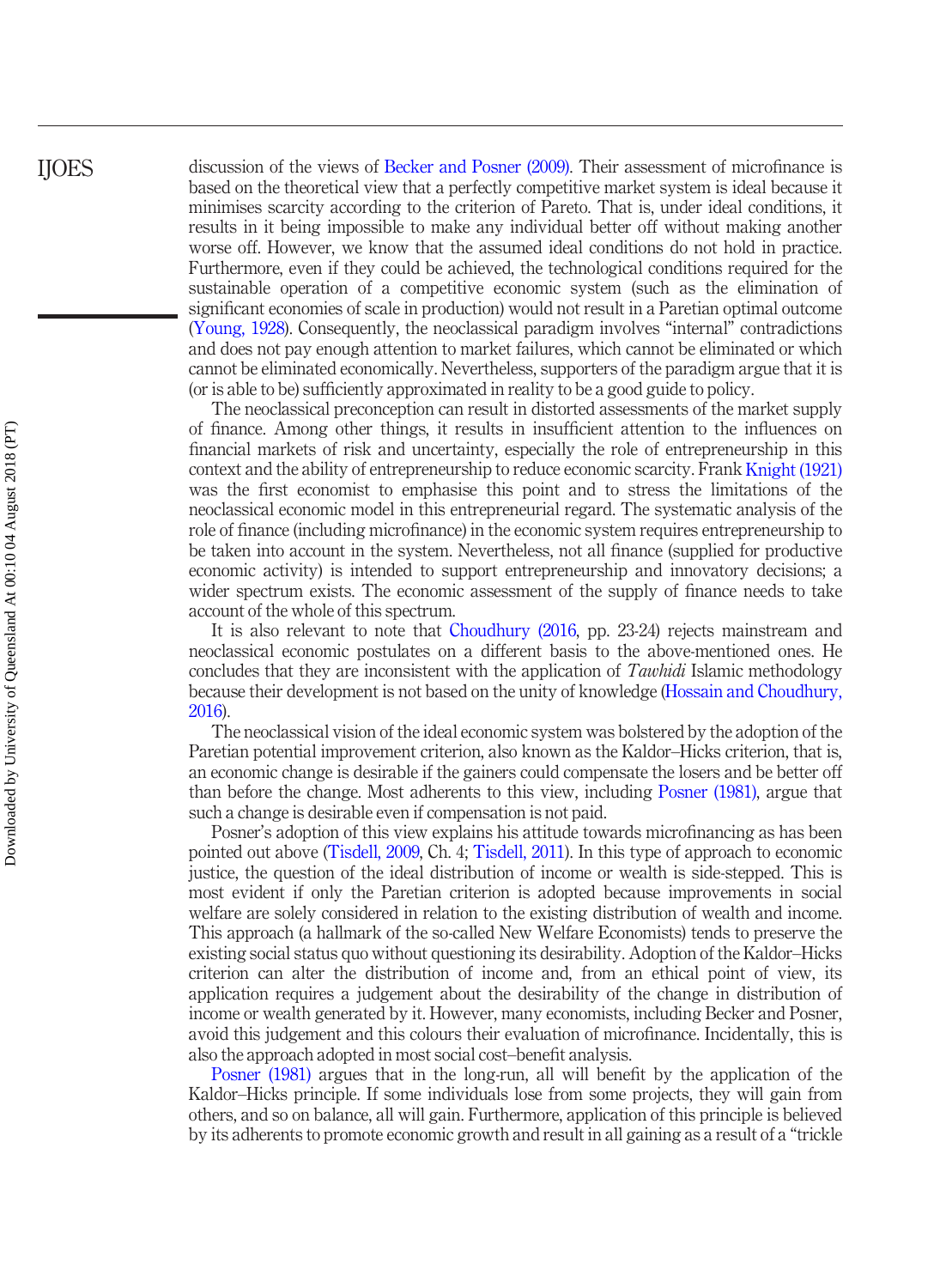discussion of the views of Becker and Posner (2009). Their assessment of microfinance is based on the theoretical view that a perfectly competitive market system is ideal because it minimises scarcity according to the criterion of Pareto. That is, under ideal conditions, it results in it being impossible to make any individual better off without making another worse off. However, we know that the assumed ideal conditions do not hold in practice. Furthermore, even if they could be achieved, the technological conditions required for the sustainable operation of a competitive economic system (such as the elimination of significant economies of scale in production) would not result in a Paretian optimal outcome (Young, 1928). Consequently, the neoclassical paradigm involves "internal" contradictions and does not pay enough attention to market failures, which cannot be eliminated or which cannot be eliminated economically. Nevertheless, supporters of the paradigm argue that it is (or is able to be) sufficiently approximated in reality to be a good guide to policy.

The neoclassical preconception can result in distorted assessments of the market supply of finance. Among other things, it results in insufficient attention to the influences on financial markets of risk and uncertainty, especially the role of entrepreneurship in this context and the ability of entrepreneurship to reduce economic scarcity. Frank Knight (1921) was the first economist to emphasise this point and to stress the limitations of the neoclassical economic model in this entrepreneurial regard. The systematic analysis of the role of finance (including microfinance) in the economic system requires entrepreneurship to be taken into account in the system. Nevertheless, not all finance (supplied for productive economic activity) is intended to support entrepreneurship and innovatory decisions; a wider spectrum exists. The economic assessment of the supply of finance needs to take account of the whole of this spectrum.

It is also relevant to note that Choudhury (2016, pp. 23-24) rejects mainstream and neoclassical economic postulates on a different basis to the above-mentioned ones. He concludes that they are inconsistent with the application of *Tawhidi* Islamic methodology because their development is not based on the unity of knowledge (Hossain and Choudhury, 2016).

The neoclassical vision of the ideal economic system was bolstered by the adoption of the Paretian potential improvement criterion, also known as the Kaldor–Hicks criterion, that is, an economic change is desirable if the gainers could compensate the losers and be better off than before the change. Most adherents to this view, including Posner (1981), argue that such a change is desirable even if compensation is not paid.

Posner's adoption of this view explains his attitude towards microfinancing as has been pointed out above (Tisdell, 2009, Ch. 4; Tisdell, 2011). In this type of approach to economic justice, the question of the ideal distribution of income or wealth is side-stepped. This is most evident if only the Paretian criterion is adopted because improvements in social welfare are solely considered in relation to the existing distribution of wealth and income. This approach (a hallmark of the so-called New Welfare Economists) tends to preserve the existing social status quo without questioning its desirability. Adoption of the Kaldor–Hicks criterion can alter the distribution of income and, from an ethical point of view, its application requires a judgement about the desirability of the change in distribution of income or wealth generated by it. However, many economists, including Becker and Posner, avoid this judgement and this colours their evaluation of microfinance. Incidentally, this is also the approach adopted in most social cost–benefit analysis.

Posner (1981) argues that in the long-run, all will benefit by the application of the Kaldor–Hicks principle. If some individuals lose from some projects, they will gain from others, and so on balance, all will gain. Furthermore, application of this principle is believed by its adherents to promote economic growth and result in all gaining as a result of a "trickle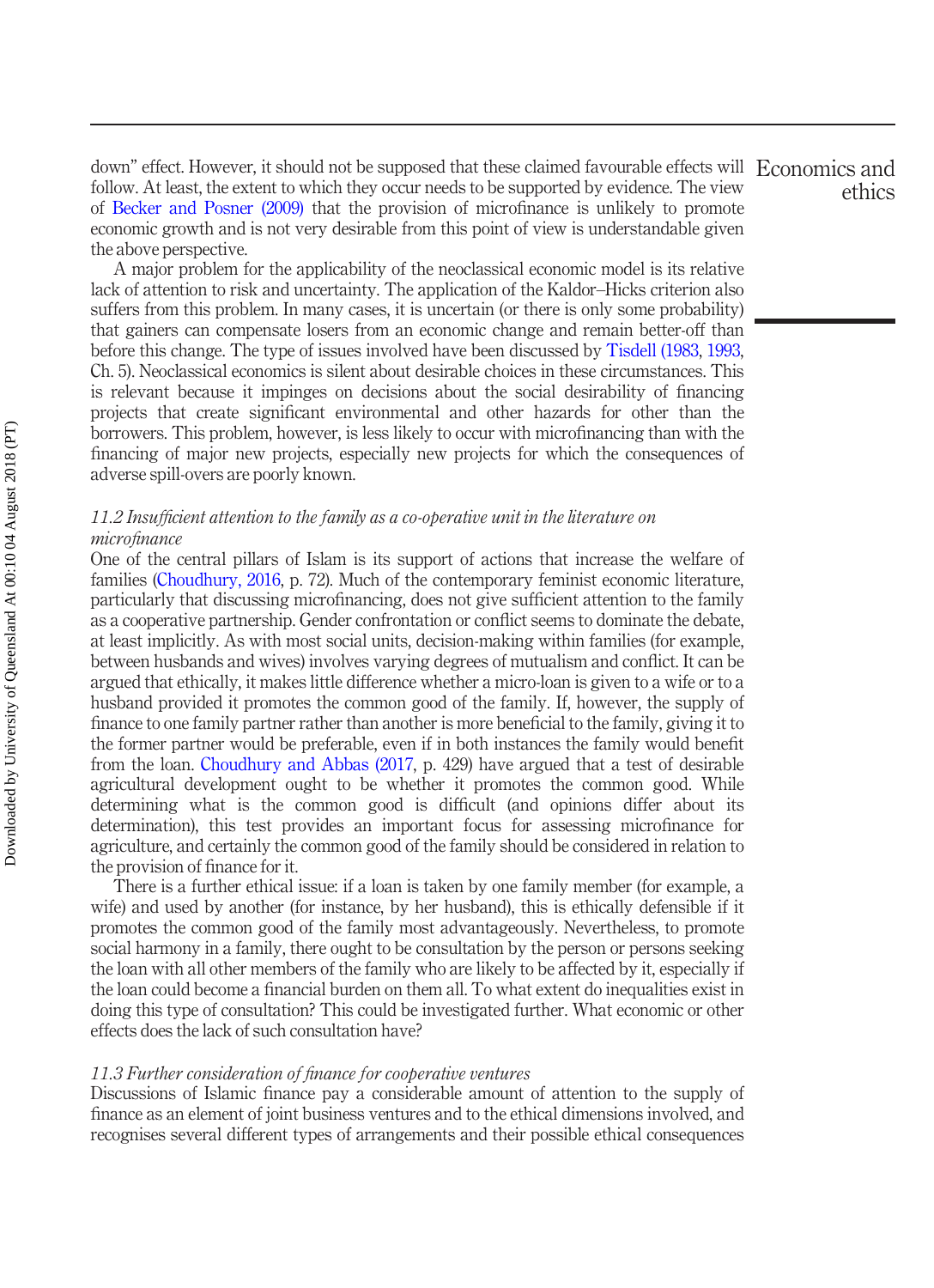down" effect. However, it should not be supposed that these claimed favourable effects will follow. At least, the extent to which they occur needs to be supported by evidence. The view of Becker and Posner (2009) that the provision of microfinance is unlikely to promote economic growth and is not very desirable from this point of view is understandable given the above perspective.

A major problem for the applicability of the neoclassical economic model is its relative lack of attention to risk and uncertainty. The application of the Kaldor–Hicks criterion also suffers from this problem. In many cases, it is uncertain (or there is only some probability) that gainers can compensate losers from an economic change and remain better-off than before this change. The type of issues involved have been discussed by Tisdell (1983, 1993, Ch. 5). Neoclassical economics is silent about desirable choices in these circumstances. This is relevant because it impinges on decisions about the social desirability of financing projects that create significant environmental and other hazards for other than the borrowers. This problem, however, is less likely to occur with microfinancing than with the financing of major new projects, especially new projects for which the consequences of adverse spill-overs are poorly known.

### *11.2 Insufficient attention to the family as a co-operative unit in the literature on microfinance*

One of the central pillars of Islam is its support of actions that increase the welfare of families (Choudhury, 2016, p. 72). Much of the contemporary feminist economic literature, particularly that discussing microfinancing, does not give sufficient attention to the family as a cooperative partnership. Gender confrontation or conflict seems to dominate the debate, at least implicitly. As with most social units, decision-making within families (for example, between husbands and wives) involves varying degrees of mutualism and conflict. It can be argued that ethically, it makes little difference whether a micro-loan is given to a wife or to a husband provided it promotes the common good of the family. If, however, the supply of finance to one family partner rather than another is more beneficial to the family, giving it to the former partner would be preferable, even if in both instances the family would benefit from the loan. Choudhury and Abbas (2017, p. 429) have argued that a test of desirable agricultural development ought to be whether it promotes the common good. While determining what is the common good is difficult (and opinions differ about its determination), this test provides an important focus for assessing microfinance for agriculture, and certainly the common good of the family should be considered in relation to the provision of finance for it.

There is a further ethical issue: if a loan is taken by one family member (for example, a wife) and used by another (for instance, by her husband), this is ethically defensible if it promotes the common good of the family most advantageously. Nevertheless, to promote social harmony in a family, there ought to be consultation by the person or persons seeking the loan with all other members of the family who are likely to be affected by it, especially if the loan could become a financial burden on them all. To what extent do inequalities exist in doing this type of consultation? This could be investigated further. What economic or other effects does the lack of such consultation have?

### *11.3 Further consideration of finance for cooperative ventures*

Discussions of Islamic finance pay a considerable amount of attention to the supply of finance as an element of joint business ventures and to the ethical dimensions involved, and recognises several different types of arrangements and their possible ethical consequences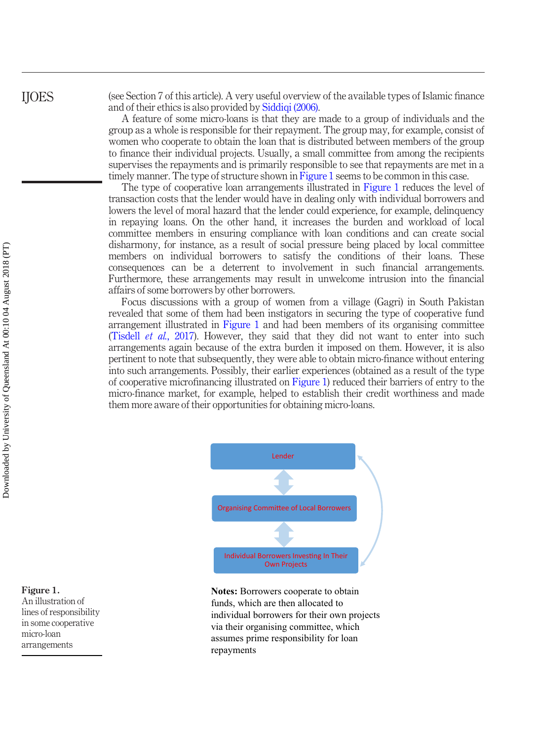(see Section 7 of this article). A very useful overview of the available types of Islamic finance and of their ethics is also provided by Siddiqi (2006).

A feature of some micro-loans is that they are made to a group of individuals and the group as a whole is responsible for their repayment. The group may, for example, consist of women who cooperate to obtain the loan that is distributed between members of the group to finance their individual projects. Usually, a small committee from among the recipients supervises the repayments and is primarily responsible to see that repayments are met in a timely manner. The type of structure shown in Figure 1 seems to be common in this case.

The type of cooperative loan arrangements illustrated in Figure 1 reduces the level of transaction costs that the lender would have in dealing only with individual borrowers and lowers the level of moral hazard that the lender could experience, for example, delinquency in repaying loans. On the other hand, it increases the burden and workload of local committee members in ensuring compliance with loan conditions and can create social disharmony, for instance, as a result of social pressure being placed by local committee members on individual borrowers to satisfy the conditions of their loans. These consequences can be a deterrent to involvement in such financial arrangements. Furthermore, these arrangements may result in unwelcome intrusion into the financial affairs of some borrowers by other borrowers.

Focus discussions with a group of women from a village (Gagri) in South Pakistan revealed that some of them had been instigators in securing the type of cooperative fund arrangement illustrated in Figure 1 and had been members of its organising committee (Tisdell *et al.*, 2017). However, they said that they did not want to enter into such arrangements again because of the extra burden it imposed on them. However, it is also pertinent to note that subsequently, they were able to obtain micro-finance without entering into such arrangements. Possibly, their earlier experiences (obtained as a result of the type of cooperative microfinancing illustrated on Figure 1) reduced their barriers of entry to the micro-finance market, for example, helped to establish their credit worthiness and made them more aware of their opportunities for obtaining micro-loans.

Lender

Organising Committee of Local Borrowers

Individual Borrowers Investing In Their Own Projects

**Notes:** Borrowers cooperate to obtain funds, which are then allocated to individual borrowers for their own projects via their organising committee, which assumes prime responsibility for loan repayments

**Figure 1.**
An illustration of lines of responsibility in some cooperative micro-loan arrangements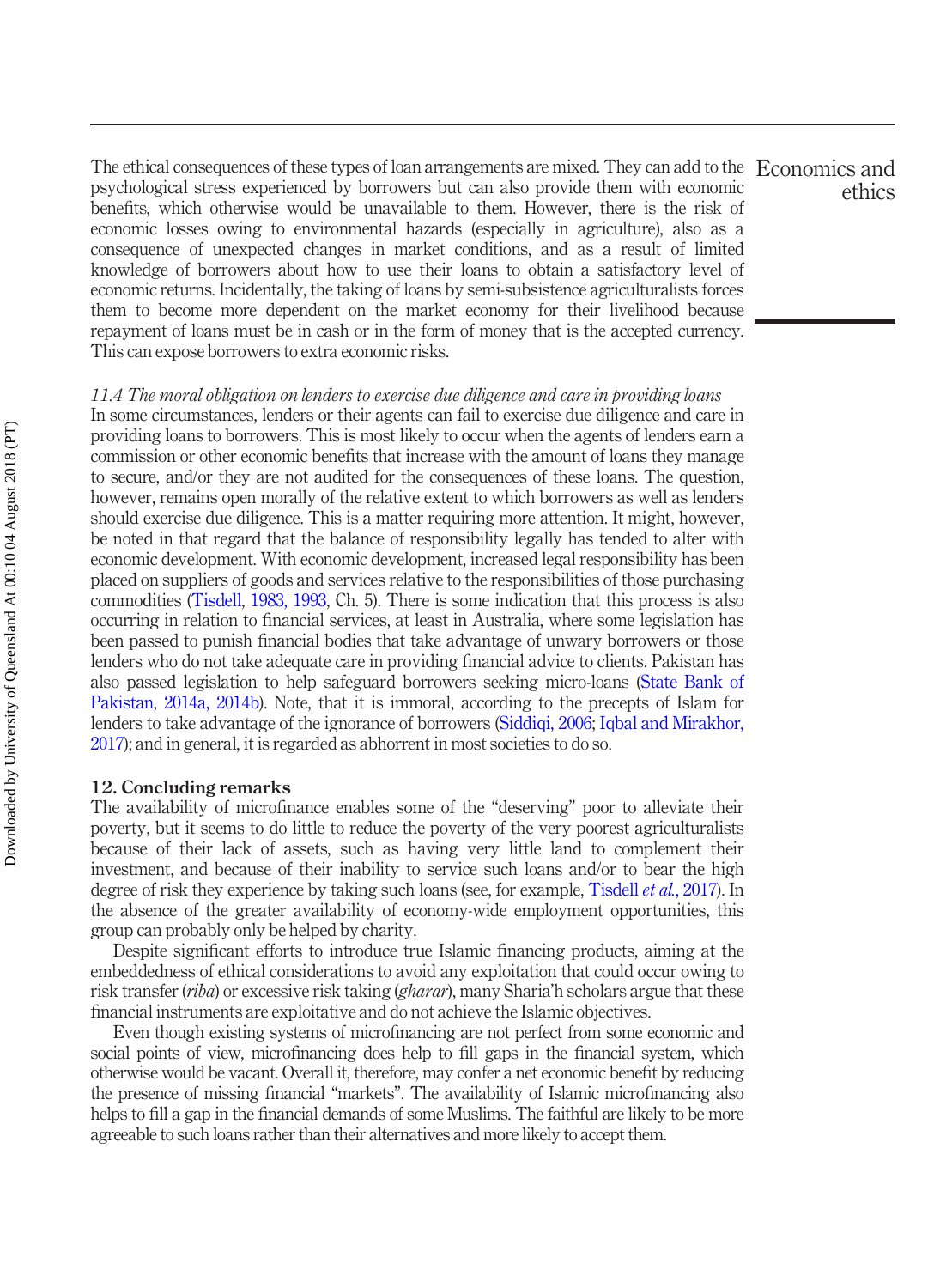The ethical consequences of these types of loan arrangements are mixed. They can add to the psychological stress experienced by borrowers but can also provide them with economic benefits, which otherwise would be unavailable to them. However, there is the risk of economic losses owing to environmental hazards (especially in agriculture), also as a consequence of unexpected changes in market conditions, and as a result of limited knowledge of borrowers about how to use their loans to obtain a satisfactory level of economic returns. Incidentally, the taking of loans by semi-subsistence agriculturalists forces them to become more dependent on the market economy for their livelihood because repayment of loans must be in cash or in the form of money that is the accepted currency. This can expose borrowers to extra economic risks.

*11.4 The moral obligation on lenders to exercise due diligence and care in providing loans*

In some circumstances, lenders or their agents can fail to exercise due diligence and care in providing loans to borrowers. This is most likely to occur when the agents of lenders earn a commission or other economic benefits that increase with the amount of loans they manage to secure, and/or they are not audited for the consequences of these loans. The question, however, remains open morally of the relative extent to which borrowers as well as lenders should exercise due diligence. This is a matter requiring more attention. It might, however, be noted in that regard that the balance of responsibility legally has tended to alter with economic development. With economic development, increased legal responsibility has been placed on suppliers of goods and services relative to the responsibilities of those purchasing commodities (Tisdell, 1983, 1993, Ch. 5). There is some indication that this process is also occurring in relation to financial services, at least in Australia, where some legislation has been passed to punish financial bodies that take advantage of unwary borrowers or those lenders who do not take adequate care in providing financial advice to clients. Pakistan has also passed legislation to help safeguard borrowers seeking micro-loans (State Bank of Pakistan, 2014a, 2014b). Note, that it is immoral, according to the precepts of Islam for lenders to take advantage of the ignorance of borrowers (Siddiqi, 2006; Iqbal and Mirakhor, 2017); and in general, it is regarded as abhorrent in most societies to do so.

## 12. Concluding remarks

The availability of microfinance enables some of the "deserving" poor to alleviate their poverty, but it seems to do little to reduce the poverty of the very poorest agriculturalists because of their lack of assets, such as having very little land to complement their investment, and because of their inability to service such loans and/or to bear the high degree of risk they experience by taking such loans (see, for example, Tisdell *et al.*, 2017). In the absence of the greater availability of economy-wide employment opportunities, this group can probably only be helped by charity.

Despite significant efforts to introduce true Islamic financing products, aiming at the embeddedness of ethical considerations to avoid any exploitation that could occur owing to risk transfer (*riba*) or excessive risk taking (*gharar*), many Sharia'h scholars argue that these financial instruments are exploitative and do not achieve the Islamic objectives.

Even though existing systems of microfinancing are not perfect from some economic and social points of view, microfinancing does help to fill gaps in the financial system, which otherwise would be vacant. Overall it, therefore, may confer a net economic benefit by reducing the presence of missing financial "markets". The availability of Islamic microfinancing also helps to fill a gap in the financial demands of some Muslims. The faithful are likely to be more agreeable to such loans rather than their alternatives and more likely to accept them.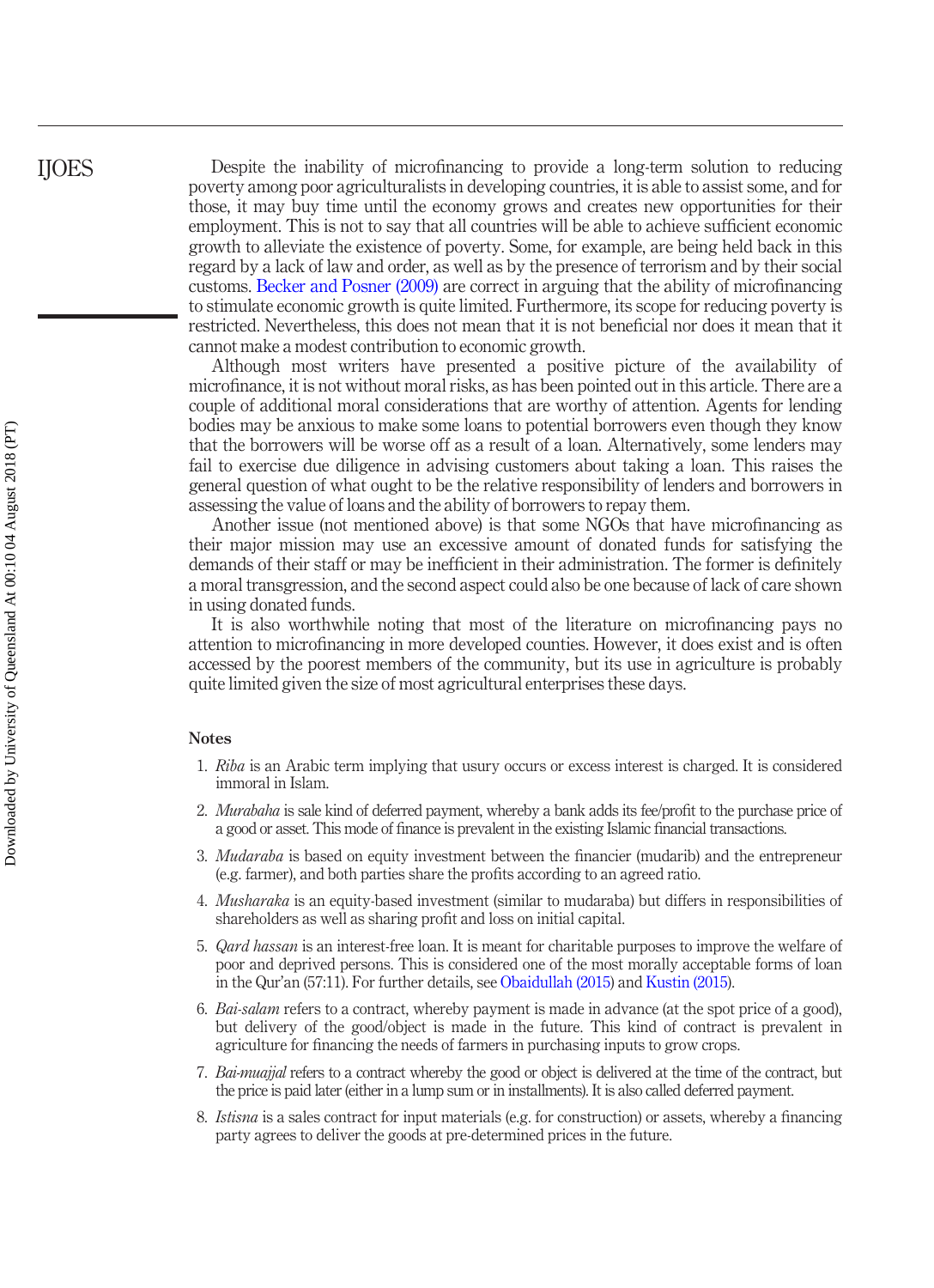Despite the inability of microfinancing to provide a long-term solution to reducing poverty among poor agriculturalists in developing countries, it is able to assist some, and for those, it may buy time until the economy grows and creates new opportunities for their employment. This is not to say that all countries will be able to achieve sufficient economic growth to alleviate the existence of poverty. Some, for example, are being held back in this regard by a lack of law and order, as well as by the presence of terrorism and by their social customs. Becker and Posner (2009) are correct in arguing that the ability of microfinancing to stimulate economic growth is quite limited. Furthermore, its scope for reducing poverty is restricted. Nevertheless, this does not mean that it is not beneficial nor does it mean that it cannot make a modest contribution to economic growth.

Although most writers have presented a positive picture of the availability of microfinance, it is not without moral risks, as has been pointed out in this article. There are a couple of additional moral considerations that are worthy of attention. Agents for lending bodies may be anxious to make some loans to potential borrowers even though they know that the borrowers will be worse off as a result of a loan. Alternatively, some lenders may fail to exercise due diligence in advising customers about taking a loan. This raises the general question of what ought to be the relative responsibility of lenders and borrowers in assessing the value of loans and the ability of borrowers to repay them.

Another issue (not mentioned above) is that some NGOs that have microfinancing as their major mission may use an excessive amount of donated funds for satisfying the demands of their staff or may be inefficient in their administration. The former is definitely a moral transgression, and the second aspect could also be one because of lack of care shown in using donated funds.

It is also worthwhile noting that most of the literature on microfinancing pays no attention to microfinancing in more developed counties. However, it does exist and is often accessed by the poorest members of the community, but its use in agriculture is probably quite limited given the size of most agricultural enterprises these days.

## Notes

1. *Riba* is an Arabic term implying that usury occurs or excess interest is charged. It is considered immoral in Islam.
2. *Murabaha* is sale kind of deferred payment, whereby a bank adds its fee/profit to the purchase price of a good or asset. This mode of finance is prevalent in the existing Islamic financial transactions.
3. *Mudaraba* is based on equity investment between the financier (mudarib) and the entrepreneur (e.g. farmer), and both parties share the profits according to an agreed ratio.
4. *Musharaka* is an equity-based investment (similar to mudaraba) but differs in responsibilities of shareholders as well as sharing profit and loss on initial capital.
5. *Qard hassan* is an interest-free loan. It is meant for charitable purposes to improve the welfare of poor and deprived persons. This is considered one of the most morally acceptable forms of loan in the Qur'an (57:11). For further details, see Obaidullah (2015) and Kustin (2015).
6. *Bai-salam* refers to a contract, whereby payment is made in advance (at the spot price of a good), but delivery of the good/object is made in the future. This kind of contract is prevalent in agriculture for financing the needs of farmers in purchasing inputs to grow crops.
7. *Bai-muajjal* refers to a contract whereby the good or object is delivered at the time of the contract, but the price is paid later (either in a lump sum or in installments). It is also called deferred payment.
8. *Istisna* is a sales contract for input materials (e.g. for construction) or assets, whereby a financing party agrees to deliver the goods at pre-determined prices in the future.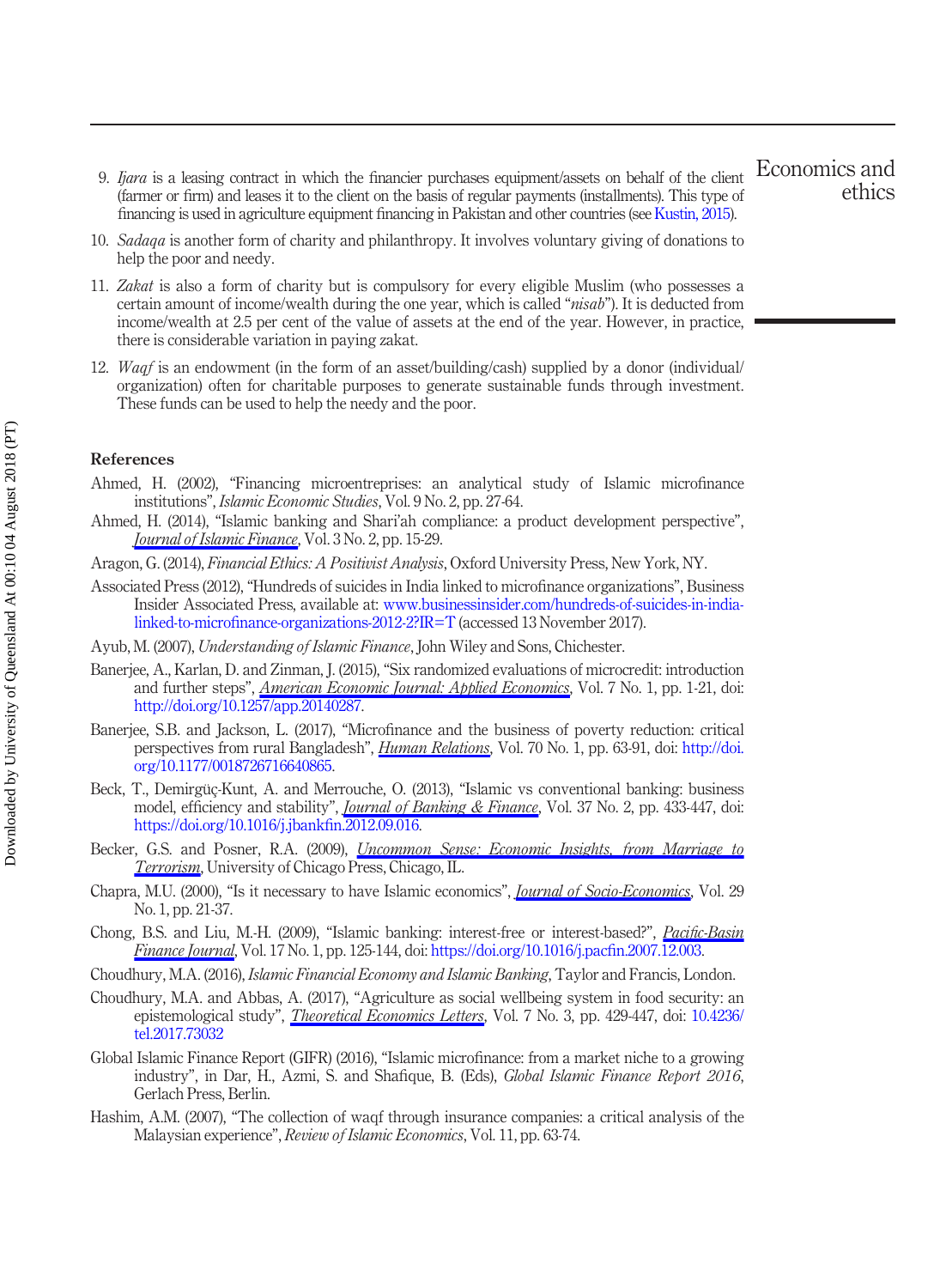9. *Ijara* is a leasing contract in which the financier purchases equipment/assets on behalf of the client (farmer or firm) and leases it to the client on the basis of regular payments (installments). This type of financing is used in agriculture equipment financing in Pakistan and other countries (see Kustin, 2015).
10. *Sadaqa* is another form of charity and philanthropy. It involves voluntary giving of donations to help the poor and needy.
11. *Zakat* is also a form of charity but is compulsory for every eligible Muslim (who possesses a certain amount of income/wealth during the one year, which is called "*nisab*"). It is deducted from income/wealth at 2.5 per cent of the value of assets at the end of the year. However, in practice, there is considerable variation in paying zakat.
12. *Waqf* is an endowment (in the form of an asset/building/cash) supplied by a donor (individual/organization) often for charitable purposes to generate sustainable funds through investment. These funds can be used to help the needy and the poor.

## References

Ahmed, H. (2002), "Financing microentreprises: an analytical study of Islamic microfinance institutions", *Islamic Economic Studies*, Vol. 9 No. 2, pp. 27-64.

Ahmed, H. (2014), "Islamic banking and Shari'ah compliance: a product development perspective", *Journal of Islamic Finance*, Vol. 3 No. 2, pp. 15-29.

Aragon, G. (2014), *Financial Ethics: A Positivist Analysis*, Oxford University Press, New York, NY.

Associated Press (2012), "Hundreds of suicides in India linked to microfinance organizations", Business Insider Associated Press, available at: www.businessinsider.com/hundreds-of-suicides-in-india-linked-to-microfinance-organizations-2012-2?IR=T (accessed 13 November 2017).

Ayub, M. (2007), *Understanding of Islamic Finance*, John Wiley and Sons, Chichester.

Banerjee, A., Karlan, D. and Zinman, J. (2015), "Six randomized evaluations of microcredit: introduction and further steps", *American Economic Journal: Applied Economics*, Vol. 7 No. 1, pp. 1-21, doi: http://doi.org/10.1257/app.20140287.

Banerjee, S.B. and Jackson, L. (2017), "Microfinance and the business of poverty reduction: critical perspectives from rural Bangladesh", *Human Relations*, Vol. 70 No. 1, pp. 63-91, doi: http://doi.org/10.1177/0018726716640865.

Beck, T., Demirgüç-Kunt, A. and Merrouche, O. (2013), "Islamic vs conventional banking: business model, efficiency and stability", *Journal of Banking & Finance*, Vol. 37 No. 2, pp. 433-447, doi: https://doi.org/10.1016/j.jbankfin.2012.09.016.

Becker, G.S. and Posner, R.A. (2009), *Uncommon Sense: Economic Insights, from Marriage to Terrorism*, University of Chicago Press, Chicago, IL.

Chapra, M.U. (2000), "Is it necessary to have Islamic economics", *Journal of Socio-Economics*, Vol. 29 No. 1, pp. 21-37.

Chong, B.S. and Liu, M.-H. (2009), "Islamic banking: interest-free or interest-based?", *Pacific-Basin Finance Journal*, Vol. 17 No. 1, pp. 125-144, doi: https://doi.org/10.1016/j.pacfin.2007.12.003.

Choudhury, M.A. (2016), *Islamic Financial Economy and Islamic Banking*, Taylor and Francis, London.

Choudhury, M.A. and Abbas, A. (2017), "Agriculture as social wellbeing system in food security: an epistemological study", *Theoretical Economics Letters*, Vol. 7 No. 3, pp. 429-447, doi: 10.4236/tel.2017.73032

Global Islamic Finance Report (GIFR) (2016), "Islamic microfinance: from a market niche to a growing industry", in Dar, H., Azmi, S. and Shafique, B. (Eds), *Global Islamic Finance Report 2016*, Gerlach Press, Berlin.

Hashim, A.M. (2007), "The collection of waqf through insurance companies: a critical analysis of the Malaysian experience", *Review of Islamic Economics*, Vol. 11, pp. 63-74.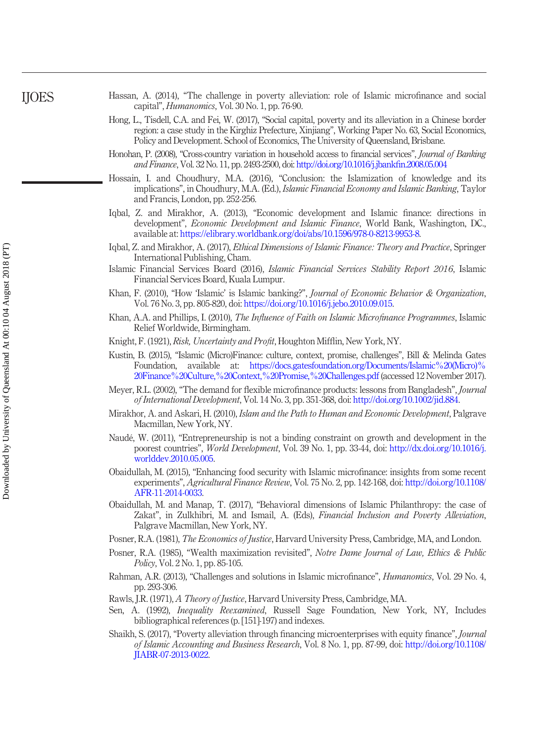Hassan, A. (2014), "The challenge in poverty alleviation: role of Islamic microfinance and social capital", *Humanomics*, Vol. 30 No. 1, pp. 76-90.

Hong, L., Tisdell, C.A. and Fei, W. (2017), "Social capital, poverty and its alleviation in a Chinese border region: a case study in the Kirghiz Prefecture, Xinjiang", Working Paper No. 63, Social Economics, Policy and Development. School of Economics, The University of Queensland, Brisbane.

Honohan, P. (2008), "Cross-country variation in household access to financial services", *Journal of Banking and Finance*, Vol. 32 No. 11, pp. 2493-2500, doi: http://doi.org/10.1016/j.jbankfin.2008.05.004

Hossain, I. and Choudhury, M.A. (2016), "Conclusion: the Islamization of knowledge and its implications", in Choudhury, M.A. (Ed.), *Islamic Financial Economy and Islamic Banking*, Taylor and Francis, London, pp. 252-256.

Iqbal, Z. and Mirakhor, A. (2013), "Economic development and Islamic finance: directions in development", *Economic Development and Islamic Finance*, World Bank, Washington, DC., available at: https://elibrary.worldbank.org/doi/abs/10.1596/978-0-8213-9953-8.

Iqbal, Z. and Mirakhor, A. (2017), *Ethical Dimensions of Islamic Finance: Theory and Practice*, Springer International Publishing, Cham.

Islamic Financial Services Board (2016), *Islamic Financial Services Stability Report 2016*, Islamic Financial Services Board, Kuala Lumpur.

Khan, F. (2010), "How 'Islamic' is Islamic banking?", *Journal of Economic Behavior & Organization*, Vol. 76 No. 3, pp. 805-820, doi: https://doi.org/10.1016/j.jebo.2010.09.015.

Khan, A.A. and Phillips, I. (2010), *The Influence of Faith on Islamic Microfinance Programmes*, Islamic Relief Worldwide, Birmingham.

Knight, F. (1921), *Risk, Uncertainty and Profit*, Houghton Mifflin, New York, NY.

Kustin, B. (2015), "Islamic (Micro)Finance: culture, context, promise, challenges", Bill & Melinda Gates Foundation, available at: https://docs.gatesfoundation.org/Documents/Islamic%20(Micro)%20Finance%20Culture,%20Context,%20Promise,%20Challenges.pdf (accessed 12 November 2017).

Meyer, R.L. (2002), "The demand for flexible microfinance products: lessons from Bangladesh", *Journal of International Development*, Vol. 14 No. 3, pp. 351-368, doi: http://doi.org/10.1002/jid.884.

Mirakhor, A. and Askari, H. (2010), *Islam and the Path to Human and Economic Development*, Palgrave Macmillan, New York, NY.

Naudé, W. (2011), "Entrepreneurship is not a binding constraint on growth and development in the poorest countries", *World Development*, Vol. 39 No. 1, pp. 33-44, doi: http://dx.doi.org/10.1016/j.worlddev.2010.05.005.

Obaidullah, M. (2015), "Enhancing food security with Islamic microfinance: insights from some recent experiments", *Agricultural Finance Review*, Vol. 75 No. 2, pp. 142-168, doi: http://doi.org/10.1108/AFR-11-2014-0033.

Obaidullah, M. and Manap, T. (2017), "Behavioral dimensions of Islamic Philanthropy: the case of Zakat", in Zulkhibri, M. and Ismail, A. (Eds), *Financial Inclusion and Poverty Alleviation*, Palgrave Macmillan, New York, NY.

Posner, R.A. (1981), *The Economics of Justice*, Harvard University Press, Cambridge, MA, and London.

Posner, R.A. (1985), "Wealth maximization revisited", *Notre Dame Journal of Law, Ethics & Public Policy*, Vol. 2 No. 1, pp. 85-105.

Rahman, A.R. (2013), "Challenges and solutions in Islamic microfinance", *Humanomics*, Vol. 29 No. 4, pp. 293-306.

Rawls, J.R. (1971), *A Theory of Justice*, Harvard University Press, Cambridge, MA.

Sen, A. (1992), *Inequality Reexamined*, Russell Sage Foundation, New York, NY, Includes bibliographical references (p. [151]-197) and indexes.

Shaikh, S. (2017), "Poverty alleviation through financing microenterprises with equity finance", *Journal of Islamic Accounting and Business Research*, Vol. 8 No. 1, pp. 87-99, doi: http://doi.org/10.1108/JIABR-07-2013-0022.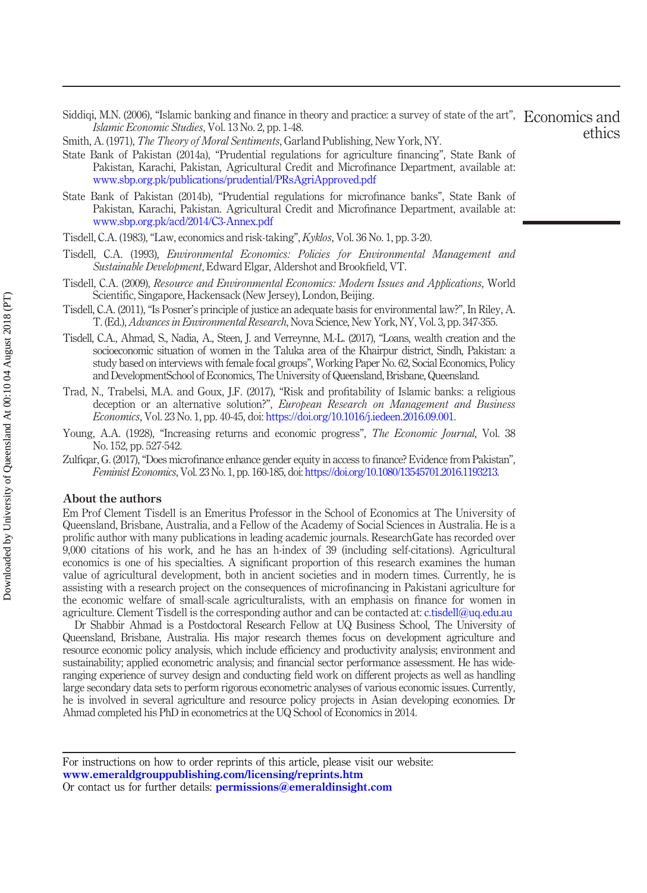Siddiqi, M.N. (2006), "Islamic banking and finance in theory and practice: a survey of state of the art", *Islamic Economic Studies*, Vol. 13 No. 2, pp. 1-48.

Smith, A. (1971), *The Theory of Moral Sentiments*, Garland Publishing, New York, NY.

State Bank of Pakistan (2014a), "Prudential regulations for agriculture financing", State Bank of Pakistan, Karachi, Pakistan, Agricultural Credit and Microfinance Department, available at: www.sbp.org.pk/publications/prudential/PRsAgriApproved.pdf

State Bank of Pakistan (2014b), "Prudential regulations for microfinance banks", State Bank of Pakistan, Karachi, Pakistan. Agricultural Credit and Microfinance Department, available at: www.sbp.org.pk/acd/2014/C3-Annex.pdf

Tisdell, C.A. (1983), "Law, economics and risk-taking", *Kyklos*, Vol. 36 No. 1, pp. 3-20.

Tisdell, C.A. (1993), *Environmental Economics: Policies for Environmental Management and Sustainable Development*, Edward Elgar, Aldershot and Brookfield, VT.

Tisdell, C.A. (2009), *Resource and Environmental Economics: Modern Issues and Applications*, World Scientific, Singapore, Hackensack (New Jersey), London, Beijing.

Tisdell, C.A. (2011), "Is Posner's principle of justice an adequate basis for environmental law?", In Riley, A. T. (Ed.), *Advances in Environmental Research*, Nova Science, New York, NY, Vol. 3, pp. 347-355.

Tisdell, C.A., Ahmad, S., Nadia, A., Steen, J. and Verreynne, M.-L. (2017), "Loans, wealth creation and the socioeconomic situation of women in the Taluka area of the Khairpur district, Sindh, Pakistan: a study based on interviews with female focal groups", Working Paper No. 62, Social Economics, Policy and DevelopmentSchool of Economics, The University of Queensland, Brisbane, Queensland.

Trad, N., Trabelsi, M.A. and Goux, J.F. (2017), "Risk and profitability of Islamic banks: a religious deception or an alternative solution?", *European Research on Management and Business Economics*, Vol. 23 No. 1, pp. 40-45, doi: https://doi.org/10.1016/j.iedeen.2016.09.001.

Young, A.A. (1928), "Increasing returns and economic progress", *The Economic Journal*, Vol. 38 No. 152, pp. 527-542.

Zulfiqar, G. (2017), "Does microfinance enhance gender equity in access to finance? Evidence from Pakistan", *Feminist Economics*, Vol. 23 No. 1, pp. 160-185, doi: https://doi.org/10.1080/13545701.2016.1193213.

## About the authors

Em Prof Clement Tisdell is an Emeritus Professor in the School of Economics at The University of Queensland, Brisbane, Australia, and a Fellow of the Academy of Social Sciences in Australia. He is a prolific author with many publications in leading academic journals. ResearchGate has recorded over 9,000 citations of his work, and he has an h-index of 39 (including self-citations). Agricultural economics is one of his specialties. A significant proportion of this research examines the human value of agricultural development, both in ancient societies and in modern times. Currently, he is assisting with a research project on the consequences of microfinancing in Pakistani agriculture for the economic welfare of small-scale agriculturalists, with an emphasis on finance for women in agriculture. Clement Tisdell is the corresponding author and can be contacted at: c.tisdell@uq.edu.au

Dr Shabbir Ahmad is a Postdoctoral Research Fellow at UQ Business School, The University of Queensland, Brisbane, Australia. His major research themes focus on development agriculture and resource economic policy analysis, which include efficiency and productivity analysis; environment and sustainability; applied econometric analysis; and financial sector performance assessment. He has wide-ranging experience of survey design and conducting field work on different projects as well as handling large secondary data sets to perform rigorous econometric analyses of various economic issues. Currently, he is involved in several agriculture and resource policy projects in Asian developing economies. Dr Ahmad completed his PhD in econometrics at the UQ School of Economics in 2014.

For instructions on how to order reprints of this article, please visit our website:
**www.emeraldgrouppublishing.com/licensing/reprints.htm**
Or contact us for further details: **permissions@emeraldinsight.com**